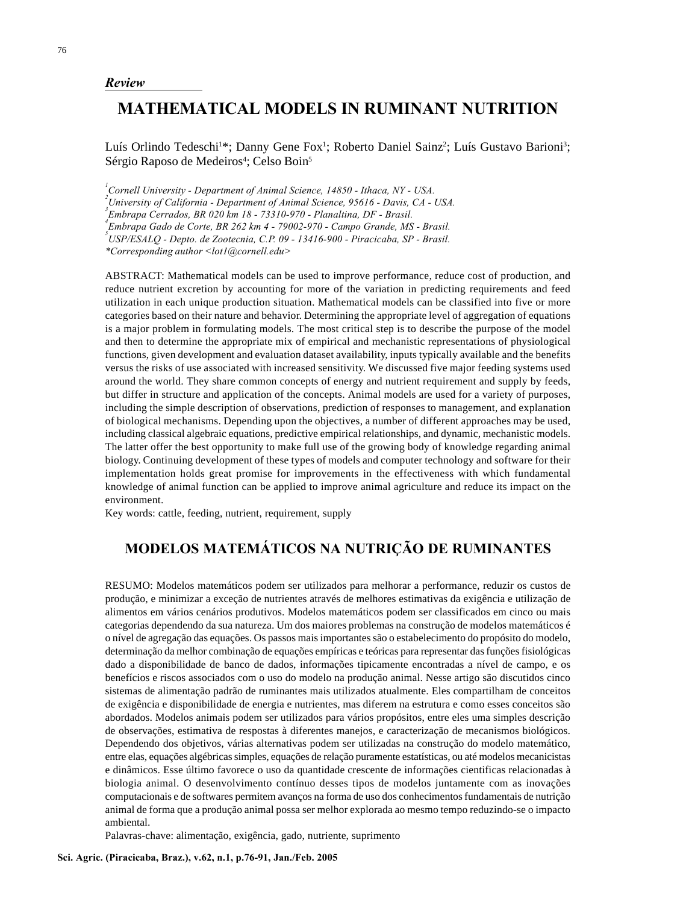*Review*

# MATHEMATICAL MODELS IN RUMINANT NUTRITION

Luís Orlindo Tedeschi[1]*; Danny Gene Fox[1]; Roberto Daniel Sainz[2]; Luís Gustavo Barioni[3]; Sérgio Raposo de Medeiros[4]; Celso Boin[5]

[1]*Cornell University - Department of Animal Science, 14850 - Ithaca, NY - USA.*
[2]*University of California - Department of Animal Science, 95616 - Davis, CA - USA.*
[3]*Embrapa Cerrados, BR 020 km 18 - 73310-970 - Planaltina, DF - Brasil.*
[4]*Embrapa Gado de Corte, BR 262 km 4 - 79002-970 - Campo Grande, MS - Brasil.*
[5]*USP/ESALQ - Depto. de Zootecnia, C.P. 09 - 13416-900 - Piracicaba, SP - Brasil.*
**Corresponding author <lot1@cornell.edu>*

ABSTRACT: Mathematical models can be used to improve performance, reduce cost of production, and reduce nutrient excretion by accounting for more of the variation in predicting requirements and feed utilization in each unique production situation. Mathematical models can be classified into five or more categories based on their nature and behavior. Determining the appropriate level of aggregation of equations is a major problem in formulating models. The most critical step is to describe the purpose of the model and then to determine the appropriate mix of empirical and mechanistic representations of physiological functions, given development and evaluation dataset availability, inputs typically available and the benefits versus the risks of use associated with increased sensitivity. We discussed five major feeding systems used around the world. They share common concepts of energy and nutrient requirement and supply by feeds, but differ in structure and application of the concepts. Animal models are used for a variety of purposes, including the simple description of observations, prediction of responses to management, and explanation of biological mechanisms. Depending upon the objectives, a number of different approaches may be used, including classical algebraic equations, predictive empirical relationships, and dynamic, mechanistic models. The latter offer the best opportunity to make full use of the growing body of knowledge regarding animal biology. Continuing development of these types of models and computer technology and software for their implementation holds great promise for improvements in the effectiveness with which fundamental knowledge of animal function can be applied to improve animal agriculture and reduce its impact on the environment.
Key words: cattle, feeding, nutrient, requirement, supply

# MODELOS MATEMÁTICOS NA NUTRIÇÃO DE RUMINANTES

RESUMO: Modelos matemáticos podem ser utilizados para melhorar a performance, reduzir os custos de produção, e minimizar a exceção de nutrientes através de melhores estimativas da exigência e utilização de alimentos em vários cenários produtivos. Modelos matemáticos podem ser classificados em cinco ou mais categorias dependendo da sua natureza. Um dos maiores problemas na construção de modelos matemáticos é o nível de agregação das equações. Os passos mais importantes são o estabelecimento do propósito do modelo, determinação da melhor combinação de equações empíricas e teóricas para representar das funções fisiológicas dado a disponibilidade de banco de dados, informações tipicamente encontradas a nível de campo, e os benefícios e riscos associados com o uso do modelo na produção animal. Nesse artigo são discutidos cinco sistemas de alimentação padrão de ruminantes mais utilizados atualmente. Eles compartilham de conceitos de exigência e disponibilidade de energia e nutrientes, mas diferem na estrutura e como esses conceitos são abordados. Modelos animais podem ser utilizados para vários propósitos, entre eles uma simples descrição de observações, estimativa de respostas à diferentes manejos, e caracterização de mecanismos biológicos. Dependendo dos objetivos, várias alternativas podem ser utilizadas na construção do modelo matemático, entre elas, equações algébricas simples, equações de relação puramente estatísticas, ou até modelos mecanicistas e dinâmicos. Esse último favorece o uso da quantidade crescente de informações cientificas relacionadas à biologia animal. O desenvolvimento contínuo desses tipos de modelos juntamente com as inovações computacionais e de softwares permitem avanços na forma de uso dos conhecimentos fundamentais de nutrição animal de forma que a produção animal possa ser melhor explorada ao mesmo tempo reduzindo-se o impacto ambiental.
Palavras-chave: alimentação, exigência, gado, nutriente, suprimento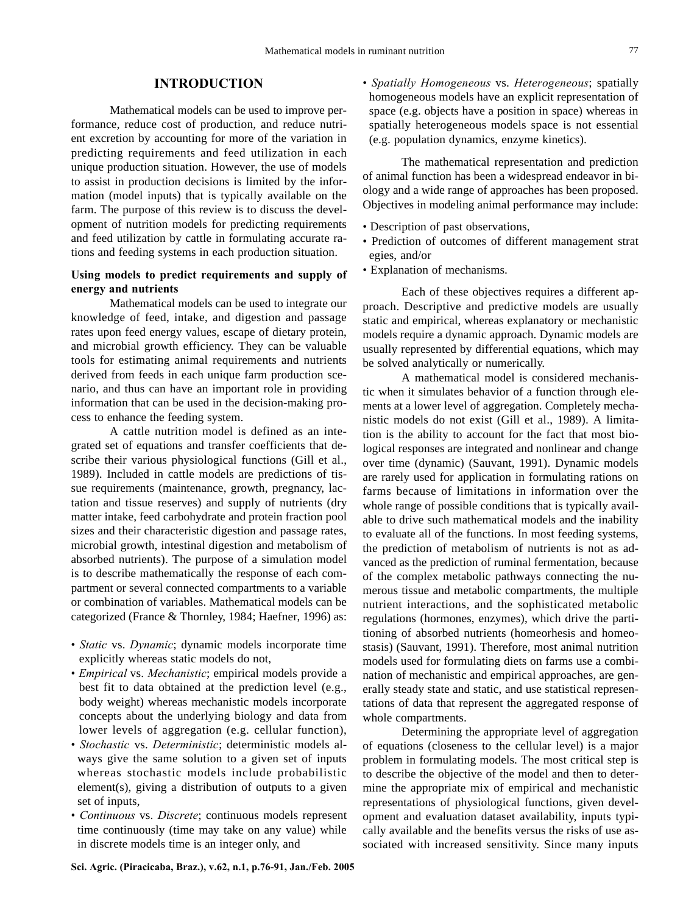## INTRODUCTION

Mathematical models can be used to improve performance, reduce cost of production, and reduce nutrient excretion by accounting for more of the variation in predicting requirements and feed utilization in each unique production situation. However, the use of models to assist in production decisions is limited by the information (model inputs) that is typically available on the farm. The purpose of this review is to discuss the development of nutrition models for predicting requirements and feed utilization by cattle in formulating accurate rations and feeding systems in each production situation.

### Using models to predict requirements and supply of energy and nutrients

Mathematical models can be used to integrate our knowledge of feed, intake, and digestion and passage rates upon feed energy values, escape of dietary protein, and microbial growth efficiency. They can be valuable tools for estimating animal requirements and nutrients derived from feeds in each unique farm production scenario, and thus can have an important role in providing information that can be used in the decision-making process to enhance the feeding system.

A cattle nutrition model is defined as an integrated set of equations and transfer coefficients that describe their various physiological functions (Gill et al., 1989). Included in cattle models are predictions of tissue requirements (maintenance, growth, pregnancy, lactation and tissue reserves) and supply of nutrients (dry matter intake, feed carbohydrate and protein fraction pool sizes and their characteristic digestion and passage rates, microbial growth, intestinal digestion and metabolism of absorbed nutrients). The purpose of a simulation model is to describe mathematically the response of each compartment or several connected compartments to a variable or combination of variables. Mathematical models can be categorized (France & Thornley, 1984; Haefner, 1996) as:

- *Static* vs. *Dynamic*; dynamic models incorporate time explicitly whereas static models do not,
- *Empirical* vs. *Mechanistic*; empirical models provide a best fit to data obtained at the prediction level (e.g., body weight) whereas mechanistic models incorporate concepts about the underlying biology and data from lower levels of aggregation (e.g. cellular function),
- *Stochastic* vs. *Deterministic*; deterministic models always give the same solution to a given set of inputs whereas stochastic models include probabilistic element(s), giving a distribution of outputs to a given set of inputs,
- *Continuous* vs. *Discrete*; continuous models represent time continuously (time may take on any value) while in discrete models time is an integer only, and
- *Spatially Homogeneous* vs. *Heterogeneous*; spatially homogeneous models have an explicit representation of space (e.g. objects have a position in space) whereas in spatially heterogeneous models space is not essential (e.g. population dynamics, enzyme kinetics).

The mathematical representation and prediction of animal function has been a widespread endeavor in biology and a wide range of approaches has been proposed. Objectives in modeling animal performance may include:

- Description of past observations,
- Prediction of outcomes of different management strategies, and/or
- Explanation of mechanisms.

Each of these objectives requires a different approach. Descriptive and predictive models are usually static and empirical, whereas explanatory or mechanistic models require a dynamic approach. Dynamic models are usually represented by differential equations, which may be solved analytically or numerically.

A mathematical model is considered mechanistic when it simulates behavior of a function through elements at a lower level of aggregation. Completely mechanistic models do not exist (Gill et al., 1989). A limitation is the ability to account for the fact that most biological responses are integrated and nonlinear and change over time (dynamic) (Sauvant, 1991). Dynamic models are rarely used for application in formulating rations on farms because of limitations in information over the whole range of possible conditions that is typically available to drive such mathematical models and the inability to evaluate all of the functions. In most feeding systems, the prediction of metabolism of nutrients is not as advanced as the prediction of ruminal fermentation, because of the complex metabolic pathways connecting the numerous tissue and metabolic compartments, the multiple nutrient interactions, and the sophisticated metabolic regulations (hormones, enzymes), which drive the partitioning of absorbed nutrients (homeorhesis and homeostasis) (Sauvant, 1991). Therefore, most animal nutrition models used for formulating diets on farms use a combination of mechanistic and empirical approaches, are generally steady state and static, and use statistical representations of data that represent the aggregated response of whole compartments.

Determining the appropriate level of aggregation of equations (closeness to the cellular level) is a major problem in formulating models. The most critical step is to describe the objective of the model and then to determine the appropriate mix of empirical and mechanistic representations of physiological functions, given development and evaluation dataset availability, inputs typically available and the benefits versus the risks of use associated with increased sensitivity. Since many inputs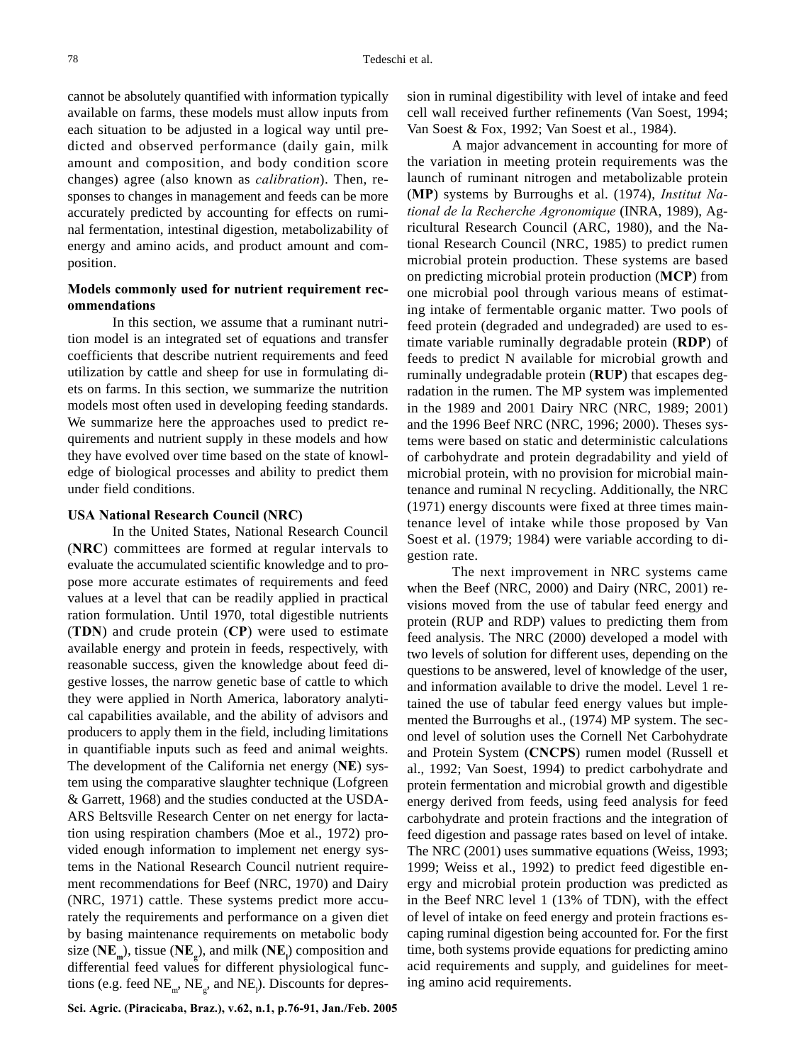cannot be absolutely quantified with information typically available on farms, these models must allow inputs from each situation to be adjusted in a logical way until predicted and observed performance (daily gain, milk amount and composition, and body condition score changes) agree (also known as *calibration*). Then, responses to changes in management and feeds can be more accurately predicted by accounting for effects on ruminal fermentation, intestinal digestion, metabolizability of energy and amino acids, and product amount and composition.

### Models commonly used for nutrient requirement recommendations

In this section, we assume that a ruminant nutrition model is an integrated set of equations and transfer coefficients that describe nutrient requirements and feed utilization by cattle and sheep for use in formulating diets on farms. In this section, we summarize the nutrition models most often used in developing feeding standards. We summarize here the approaches used to predict requirements and nutrient supply in these models and how they have evolved over time based on the state of knowledge of biological processes and ability to predict them under field conditions.

#### USA National Research Council (NRC)

In the United States, National Research Council (**NRC**) committees are formed at regular intervals to evaluate the accumulated scientific knowledge and to propose more accurate estimates of requirements and feed values at a level that can be readily applied in practical ration formulation. Until 1970, total digestible nutrients (**TDN**) and crude protein (**CP**) were used to estimate available energy and protein in feeds, respectively, with reasonable success, given the knowledge about feed digestive losses, the narrow genetic base of cattle to which they were applied in North America, laboratory analytical capabilities available, and the ability of advisors and producers to apply them in the field, including limitations in quantifiable inputs such as feed and animal weights. The development of the California net energy (**NE**) system using the comparative slaughter technique (Lofgreen & Garrett, 1968) and the studies conducted at the USDA-ARS Beltsville Research Center on net energy for lactation using respiration chambers (Moe et al., 1972) provided enough information to implement net energy systems in the National Research Council nutrient requirement recommendations for Beef (NRC, 1970) and Dairy (NRC, 1971) cattle. These systems predict more accurately the requirements and performance on a given diet by basing maintenance requirements on metabolic body size (**NE$_m$**), tissue (**NE$_g$**), and milk (**NE$_l$**) composition and differential feed values for different physiological functions (e.g. feed NE$_m$, NE$_g$, and NE$_l$). Discounts for depression in ruminal digestibility with level of intake and feed cell wall received further refinements (Van Soest, 1994; Van Soest & Fox, 1992; Van Soest et al., 1984).

A major advancement in accounting for more of the variation in meeting protein requirements was the launch of ruminant nitrogen and metabolizable protein (**MP**) systems by Burroughs et al. (1974), *Institut National de la Recherche Agronomique* (INRA, 1989), Agricultural Research Council (ARC, 1980), and the National Research Council (NRC, 1985) to predict rumen microbial protein production. These systems are based on predicting microbial protein production (**MCP**) from one microbial pool through various means of estimating intake of fermentable organic matter. Two pools of feed protein (degraded and undegraded) are used to estimate variable ruminally degradable protein (**RDP**) of feeds to predict N available for microbial growth and ruminally undegradable protein (**RUP**) that escapes degradation in the rumen. The MP system was implemented in the 1989 and 2001 Dairy NRC (NRC, 1989; 2001) and the 1996 Beef NRC (NRC, 1996; 2000). Theses systems were based on static and deterministic calculations of carbohydrate and protein degradability and yield of microbial protein, with no provision for microbial maintenance and ruminal N recycling. Additionally, the NRC (1971) energy discounts were fixed at three times maintenance level of intake while those proposed by Van Soest et al. (1979; 1984) were variable according to digestion rate.

The next improvement in NRC systems came when the Beef (NRC, 2000) and Dairy (NRC, 2001) revisions moved from the use of tabular feed energy and protein (RUP and RDP) values to predicting them from feed analysis. The NRC (2000) developed a model with two levels of solution for different uses, depending on the questions to be answered, level of knowledge of the user, and information available to drive the model. Level 1 retained the use of tabular feed energy values but implemented the Burroughs et al., (1974) MP system. The second level of solution uses the Cornell Net Carbohydrate and Protein System (**CNCPS**) rumen model (Russell et al., 1992; Van Soest, 1994) to predict carbohydrate and protein fermentation and microbial growth and digestible energy derived from feeds, using feed analysis for feed carbohydrate and protein fractions and the integration of feed digestion and passage rates based on level of intake. The NRC (2001) uses summative equations (Weiss, 1993; 1999; Weiss et al., 1992) to predict feed digestible energy and microbial protein production was predicted as in the Beef NRC level 1 (13% of TDN), with the effect of level of intake on feed energy and protein fractions escaping ruminal digestion being accounted for. For the first time, both systems provide equations for predicting amino acid requirements and supply, and guidelines for meeting amino acid requirements.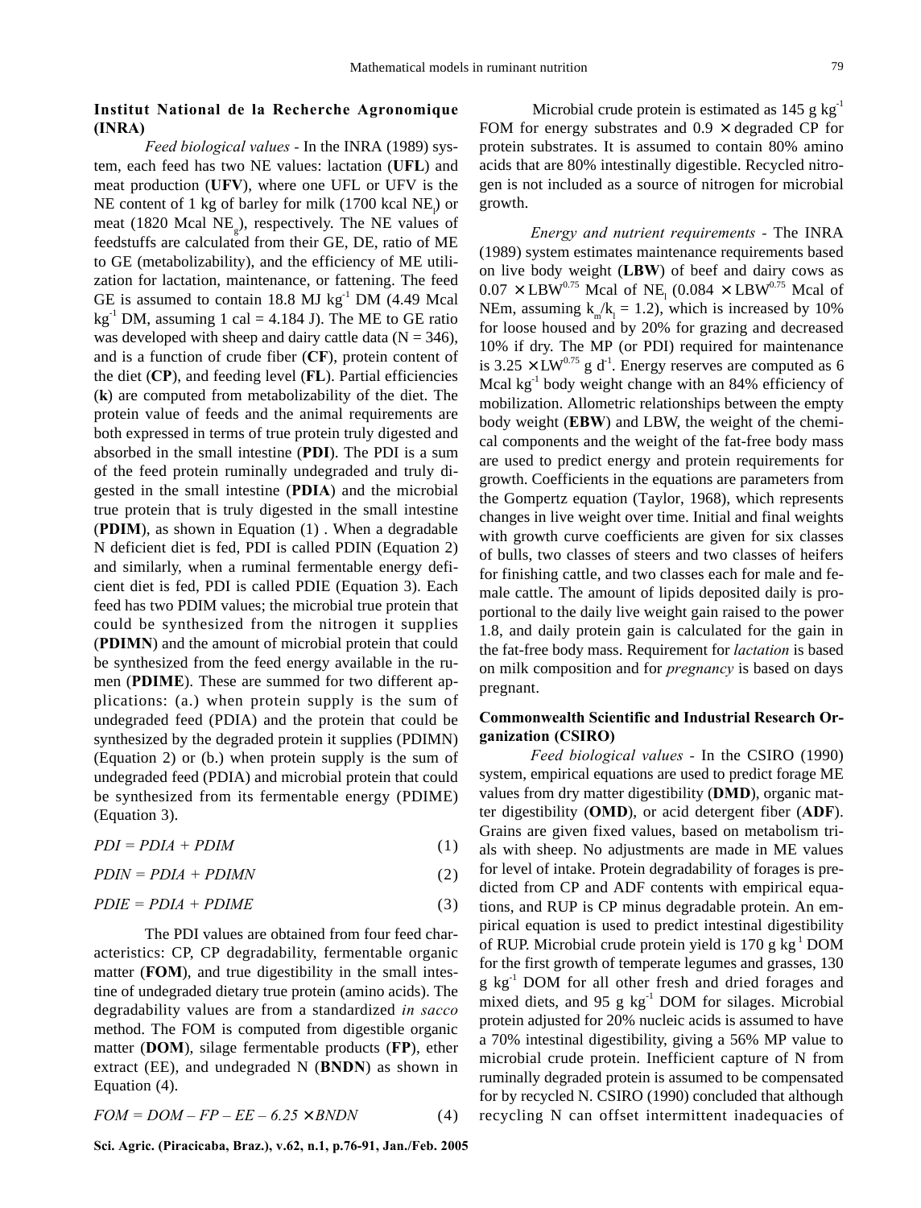### Institut National de la Recherche Agronomique (INRA)

*Feed biological values* - In the INRA (1989) system, each feed has two NE values: lactation (**UFL**) and meat production (**UFV**), where one UFL or UFV is the NE content of 1 kg of barley for milk (1700 kcal $NE_l$) or meat (1820 Mcal $NE_g$), respectively. The NE values of feedstuffs are calculated from their GE, DE, ratio of ME to GE (metabolizability), and the efficiency of ME utilization for lactation, maintenance, or fattening. The feed GE is assumed to contain 18.8 MJ $kg^{-1}$ DM (4.49 Mcal $kg^{-1}$ DM, assuming 1 cal = 4.184 J). The ME to GE ratio was developed with sheep and dairy cattle data (N = 346), and is a function of crude fiber (**CF**), protein content of the diet (**CP**), and feeding level (**FL**). Partial efficiencies (**k**) are computed from metabolizability of the diet. The protein value of feeds and the animal requirements are both expressed in terms of true protein truly digested and absorbed in the small intestine (**PDI**). The PDI is a sum of the feed protein ruminally undegraded and truly digested in the small intestine (**PDIA**) and the microbial true protein that is truly digested in the small intestine (**PDIM**), as shown in Equation (1) . When a degradable N deficient diet is fed, PDI is called PDIN (Equation 2) and similarly, when a ruminal fermentable energy deficient diet is fed, PDI is called PDIE (Equation 3). Each feed has two PDIM values; the microbial true protein that could be synthesized from the nitrogen it supplies (**PDIMN**) and the amount of microbial protein that could be synthesized from the feed energy available in the rumen (**PDIME**). These are summed for two different applications: (a.) when protein supply is the sum of undegraded feed (PDIA) and the protein that could be synthesized by the degraded protein it supplies (PDIMN) (Equation 2) or (b.) when protein supply is the sum of undegraded feed (PDIA) and microbial protein that could be synthesized from its fermentable energy (PDIME) (Equation 3).

$$PDI = PDIA + PDIM \quad (1)$$

$$PDIN = PDIA + PDIMN \quad (2)$$

$$PDIE = PDIA + PDIME \quad (3)$$

The PDI values are obtained from four feed characteristics: CP, CP degradability, fermentable organic matter (**FOM**), and true digestibility in the small intestine of undegraded dietary true protein (amino acids). The degradability values are from a standardized *in sacco* method. The FOM is computed from digestible organic matter (**DOM**), silage fermentable products (**FP**), ether extract (EE), and undegraded N (**BNDN**) as shown in Equation (4).

$$FOM = DOM - FP - EE - 6.25 \times BNDN \quad (4)$$

Microbial crude protein is estimated as 145 g $kg^{-1}$ FOM for energy substrates and 0.9 × degraded CP for protein substrates. It is assumed to contain 80% amino acids that are 80% intestinally digestible. Recycled nitrogen is not included as a source of nitrogen for microbial growth.

*Energy and nutrient requirements* - The INRA (1989) system estimates maintenance requirements based on live body weight (**LBW**) of beef and dairy cows as $0.07 \times LBW^{0.75}$ Mcal of $NE_l$ ($0.084 \times LBW^{0.75}$ Mcal of NEm, assuming $k_m/k_l = 1.2$), which is increased by 10% for loose housed and by 20% for grazing and decreased 10% if dry. The MP (or PDI) required for maintenance is $3.25 \times LW^{0.75}$ g $d^{-1}$. Energy reserves are computed as 6 Mcal $kg^{-1}$ body weight change with an 84% efficiency of mobilization. Allometric relationships between the empty body weight (**EBW**) and LBW, the weight of the chemical components and the weight of the fat-free body mass are used to predict energy and protein requirements for growth. Coefficients in the equations are parameters from the Gompertz equation (Taylor, 1968), which represents changes in live weight over time. Initial and final weights with growth curve coefficients are given for six classes of bulls, two classes of steers and two classes of heifers for finishing cattle, and two classes each for male and female cattle. The amount of lipids deposited daily is proportional to the daily live weight gain raised to the power 1.8, and daily protein gain is calculated for the gain in the fat-free body mass. Requirement for *lactation* is based on milk composition and for *pregnancy* is based on days pregnant.

### Commonwealth Scientific and Industrial Research Organization (CSIRO)

*Feed biological values* - In the CSIRO (1990) system, empirical equations are used to predict forage ME values from dry matter digestibility (**DMD**), organic matter digestibility (**OMD**), or acid detergent fiber (**ADF**). Grains are given fixed values, based on metabolism trials with sheep. No adjustments are made in ME values for level of intake. Protein degradability of forages is predicted from CP and ADF contents with empirical equations, and RUP is CP minus degradable protein. An empirical equation is used to predict intestinal digestibility of RUP. Microbial crude protein yield is 170 g $kg^{-1}$ DOM for the first growth of temperate legumes and grasses, 130 g $kg^{-1}$ DOM for all other fresh and dried forages and mixed diets, and 95 g $kg^{-1}$ DOM for silages. Microbial protein adjusted for 20% nucleic acids is assumed to have a 70% intestinal digestibility, giving a 56% MP value to microbial crude protein. Inefficient capture of N from ruminally degraded protein is assumed to be compensated for by recycled N. CSIRO (1990) concluded that although recycling N can offset intermittent inadequacies of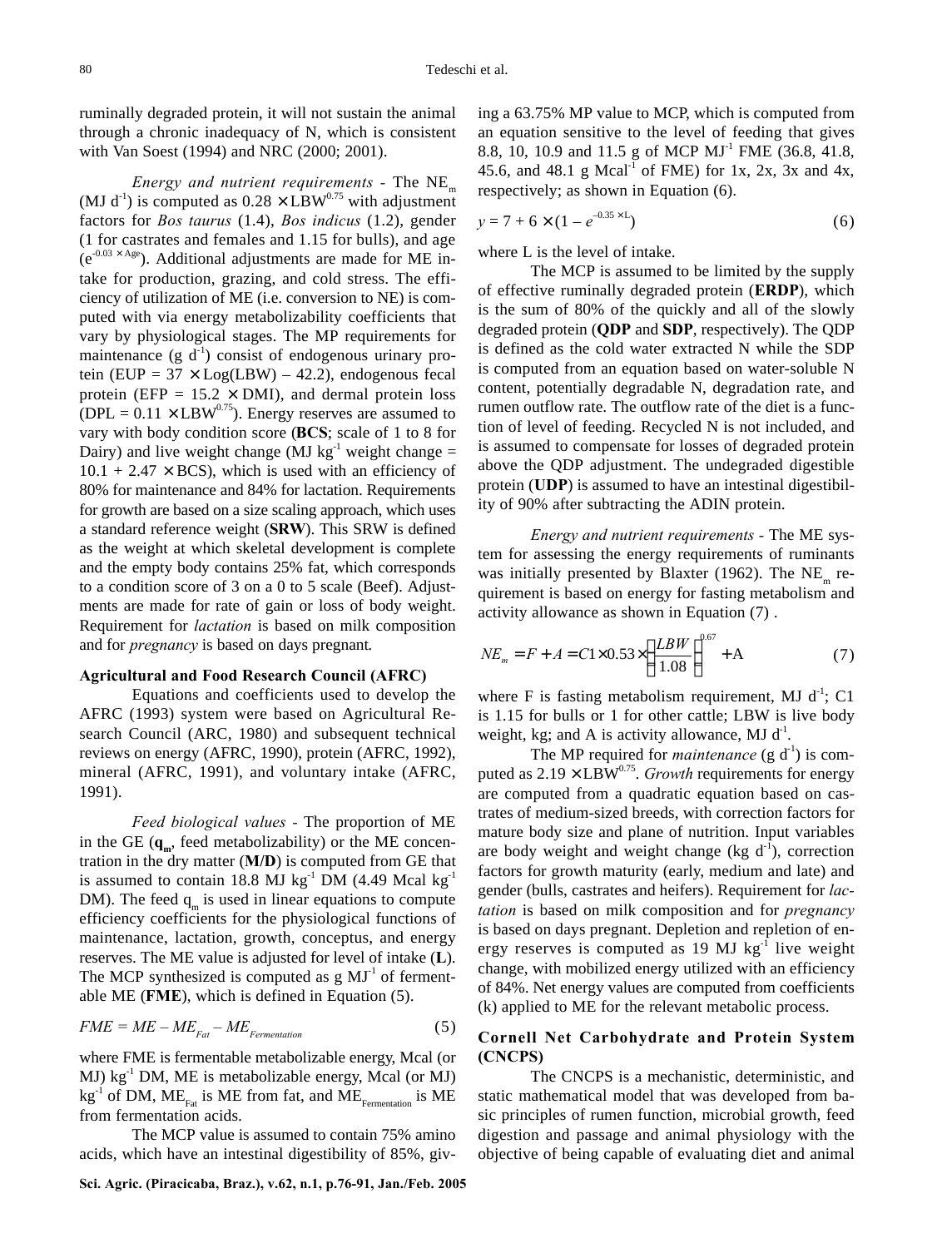ruminally degraded protein, it will not sustain the animal through a chronic inadequacy of N, which is consistent with Van Soest (1994) and NRC (2000; 2001).

*Energy and nutrient requirements* - The $NE_m$ ($MJ\ d^{-1}$) is computed as $0.28 \times LBW^{0.75}$ with adjustment factors for *Bos taurus* (1.4), *Bos indicus* (1.2), gender (1 for castrates and females and 1.15 for bulls), and age ($e^{-0.03 \times Age}$). Additional adjustments are made for ME intake for production, grazing, and cold stress. The efficiency of utilization of ME (i.e. conversion to NE) is computed with via energy metabolizability coefficients that vary by physiological stages. The MP requirements for maintenance ($g\ d^{-1}$) consist of endogenous urinary protein (EUP = $37 \times Log(LBW) - 42.2$), endogenous fecal protein (EFP = $15.2 \times DMI$), and dermal protein loss (DPL = $0.11 \times LBW^{0.75}$). Energy reserves are assumed to vary with body condition score (**BCS**; scale of 1 to 8 for Dairy) and live weight change ($MJ\ kg^{-1}$ weight change = $10.1 + 2.47 \times BCS$), which is used with an efficiency of 80% for maintenance and 84% for lactation. Requirements for growth are based on a size scaling approach, which uses a standard reference weight (**SRW**). This SRW is defined as the weight at which skeletal development is complete and the empty body contains 25% fat, which corresponds to a condition score of 3 on a 0 to 5 scale (Beef). Adjustments are made for rate of gain or loss of body weight. Requirement for *lactation* is based on milk composition and for *pregnancy* is based on days pregnant.

### Agricultural and Food Research Council (AFRC)

Equations and coefficients used to develop the AFRC (1993) system were based on Agricultural Research Council (ARC, 1980) and subsequent technical reviews on energy (AFRC, 1990), protein (AFRC, 1992), mineral (AFRC, 1991), and voluntary intake (AFRC, 1991).

*Feed biological values* - The proportion of ME in the GE (**$q_m$**, feed metabolizability) or the ME concentration in the dry matter (**M/D**) is computed from GE that is assumed to contain 18.8 $MJ\ kg^{-1}$ DM (4.49 $Mcal\ kg^{-1}$ DM). The feed $q_m$ is used in linear equations to compute efficiency coefficients for the physiological functions of maintenance, lactation, growth, conceptus, and energy reserves. The ME value is adjusted for level of intake (**L**). The MCP synthesized is computed as $g\ MJ^{-1}$ of fermentable ME (**FME**), which is defined in Equation (5).

$$FME = ME - ME_{Fat} - ME_{Fermentation} \tag{5}$$

where FME is fermentable metabolizable energy, Mcal (or MJ) $kg^{-1}$ DM, ME is metabolizable energy, Mcal (or MJ) $kg^{-1}$ of DM, $ME_{Fat}$ is ME from fat, and $ME_{Fermentation}$ is ME from fermentation acids.

The MCP value is assumed to contain 75% amino acids, which have an intestinal digestibility of 85%, giving a 63.75% MP value to MCP, which is computed from an equation sensitive to the level of feeding that gives 8.8, 10, 10.9 and 11.5 g of MCP $MJ^{-1}$ FME (36.8, 41.8, 45.6, and 48.1 g $Mcal^{-1}$ of FME) for 1x, 2x, 3x and 4x, respectively; as shown in Equation (6).

$$y = 7 + 6 \times (1 - e^{-0.35 \times L}) \tag{6}$$

where L is the level of intake.

The MCP is assumed to be limited by the supply of effective ruminally degraded protein (**ERDP**), which is the sum of 80% of the quickly and all of the slowly degraded protein (**QDP** and **SDP**, respectively). The QDP is defined as the cold water extracted N while the SDP is computed from an equation based on water-soluble N content, potentially degradable N, degradation rate, and rumen outflow rate. The outflow rate of the diet is a function of level of feeding. Recycled N is not included, and is assumed to compensate for losses of degraded protein above the QDP adjustment. The undegraded digestible protein (**UDP**) is assumed to have an intestinal digestibility of 90% after subtracting the ADIN protein.

*Energy and nutrient requirements* - The ME system for assessing the energy requirements of ruminants was initially presented by Blaxter (1962). The $NE_m$ requirement is based on energy for fasting metabolism and activity allowance as shown in Equation (7) .

$$NE_m = F + A = C1 \times 0.53 \times \left(\frac{LBW}{1.08}\right)^{0.67} + A \tag{7}$$

where F is fasting metabolism requirement, $MJ\ d^{-1}$; C1 is 1.15 for bulls or 1 for other cattle; LBW is live body weight, kg; and A is activity allowance, $MJ\ d^{-1}$.

The MP required for *maintenance* ($g\ d^{-1}$) is computed as $2.19 \times LBW^{0.75}$. *Growth* requirements for energy are computed from a quadratic equation based on castrates of medium-sized breeds, with correction factors for mature body size and plane of nutrition. Input variables are body weight and weight change ($kg\ d^{-1}$), correction factors for growth maturity (early, medium and late) and gender (bulls, castrates and heifers). Requirement for *lactation* is based on milk composition and for *pregnancy* is based on days pregnant. Depletion and repletion of energy reserves is computed as 19 $MJ\ kg^{-1}$ live weight change, with mobilized energy utilized with an efficiency of 84%. Net energy values are computed from coefficients (k) applied to ME for the relevant metabolic process.

### Cornell Net Carbohydrate and Protein System (CNCPS)

The CNCPS is a mechanistic, deterministic, and static mathematical model that was developed from basic principles of rumen function, microbial growth, feed digestion and passage and animal physiology with the objective of being capable of evaluating diet and animal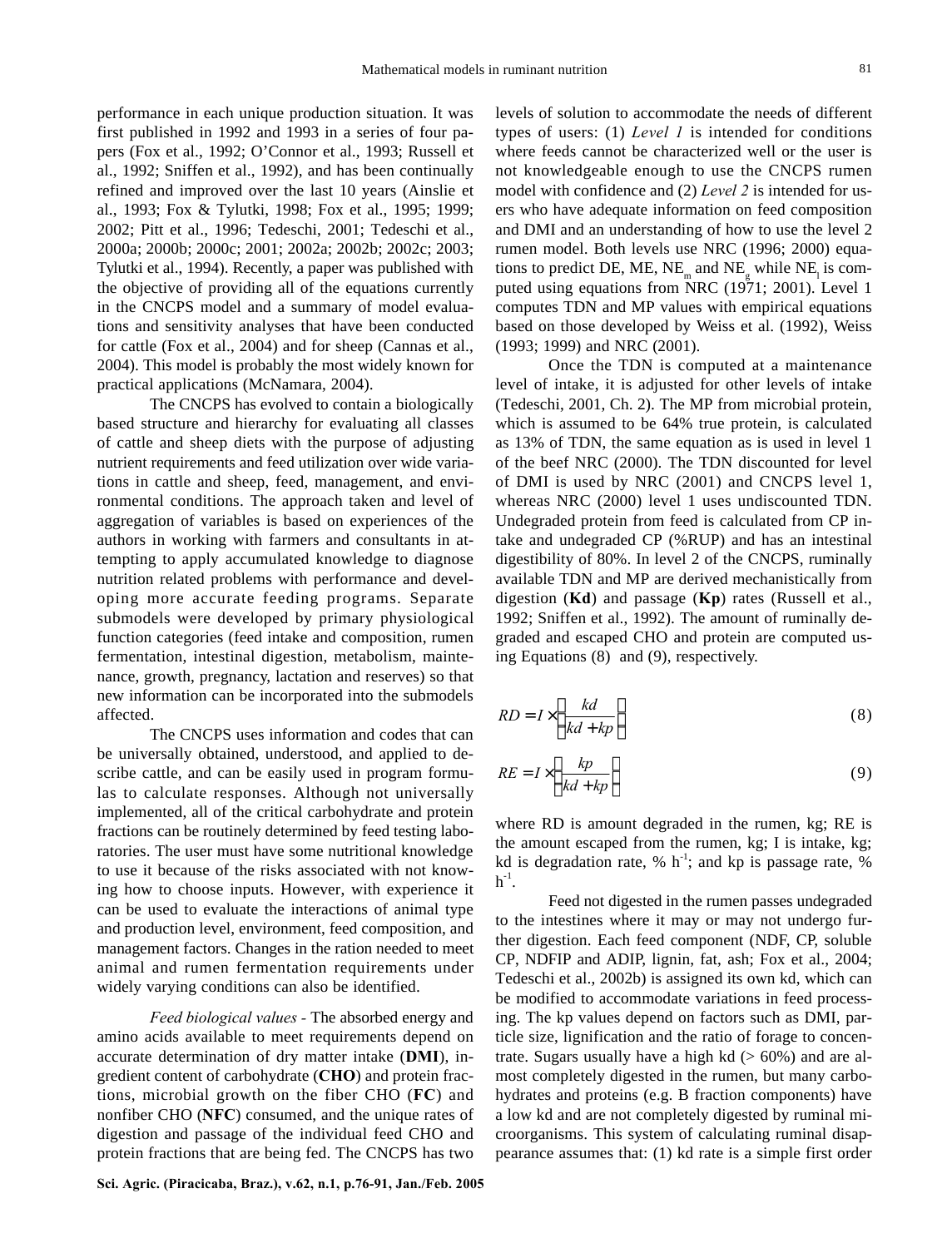performance in each unique production situation. It was first published in 1992 and 1993 in a series of four papers (Fox et al., 1992; O'Connor et al., 1993; Russell et al., 1992; Sniffen et al., 1992), and has been continually refined and improved over the last 10 years (Ainslie et al., 1993; Fox & Tylutki, 1998; Fox et al., 1995; 1999; 2002; Pitt et al., 1996; Tedeschi, 2001; Tedeschi et al., 2000a; 2000b; 2000c; 2001; 2002a; 2002b; 2002c; 2003; Tylutki et al., 1994). Recently, a paper was published with the objective of providing all of the equations currently in the CNCPS model and a summary of model evaluations and sensitivity analyses that have been conducted for cattle (Fox et al., 2004) and for sheep (Cannas et al., 2004). This model is probably the most widely known for practical applications (McNamara, 2004).

The CNCPS has evolved to contain a biologically based structure and hierarchy for evaluating all classes of cattle and sheep diets with the purpose of adjusting nutrient requirements and feed utilization over wide variations in cattle and sheep, feed, management, and environmental conditions. The approach taken and level of aggregation of variables is based on experiences of the authors in working with farmers and consultants in attempting to apply accumulated knowledge to diagnose nutrition related problems with performance and developing more accurate feeding programs. Separate submodels were developed by primary physiological function categories (feed intake and composition, rumen fermentation, intestinal digestion, metabolism, maintenance, growth, pregnancy, lactation and reserves) so that new information can be incorporated into the submodels affected.

The CNCPS uses information and codes that can be universally obtained, understood, and applied to describe cattle, and can be easily used in program formulas to calculate responses. Although not universally implemented, all of the critical carbohydrate and protein fractions can be routinely determined by feed testing laboratories. The user must have some nutritional knowledge to use it because of the risks associated with not knowing how to choose inputs. However, with experience it can be used to evaluate the interactions of animal type and production level, environment, feed composition, and management factors. Changes in the ration needed to meet animal and rumen fermentation requirements under widely varying conditions can also be identified.

*Feed biological values* - The absorbed energy and amino acids available to meet requirements depend on accurate determination of dry matter intake (**DMI**), ingredient content of carbohydrate (**CHO**) and protein fractions, microbial growth on the fiber CHO (**FC**) and nonfiber CHO (**NFC**) consumed, and the unique rates of digestion and passage of the individual feed CHO and protein fractions that are being fed. The CNCPS has two levels of solution to accommodate the needs of different types of users: (1) *Level 1* is intended for conditions where feeds cannot be characterized well or the user is not knowledgeable enough to use the CNCPS rumen model with confidence and (2) *Level 2* is intended for users who have adequate information on feed composition and DMI and an understanding of how to use the level 2 rumen model. Both levels use NRC (1996; 2000) equations to predict DE, ME, $NE_m$ and $NE_g$ while $NE_l$ is computed using equations from NRC (1971; 2001). Level 1 computes TDN and MP values with empirical equations based on those developed by Weiss et al. (1992), Weiss (1993; 1999) and NRC (2001).

Once the TDN is computed at a maintenance level of intake, it is adjusted for other levels of intake (Tedeschi, 2001, Ch. 2). The MP from microbial protein, which is assumed to be 64% true protein, is calculated as 13% of TDN, the same equation as is used in level 1 of the beef NRC (2000). The TDN discounted for level of DMI is used by NRC (2001) and CNCPS level 1, whereas NRC (2000) level 1 uses undiscounted TDN. Undegraded protein from feed is calculated from CP intake and undegraded CP (%RUP) and has an intestinal digestibility of 80%. In level 2 of the CNCPS, ruminally available TDN and MP are derived mechanistically from digestion (**Kd**) and passage (**Kp**) rates (Russell et al., 1992; Sniffen et al., 1992). The amount of ruminally degraded and escaped CHO and protein are computed using Equations (8) and (9), respectively.

$$RD = I \times \left( \frac{kd}{kd + kp} \right) \tag{8}$$

$$RE = I \times \left( \frac{kp}{kd + kp} \right) \tag{9}$$

where RD is amount degraded in the rumen, kg; RE is the amount escaped from the rumen, kg; I is intake, kg; kd is degradation rate, % $h^{-1}$; and kp is passage rate, % $h^{-1}$.

Feed not digested in the rumen passes undegraded to the intestines where it may or may not undergo further digestion. Each feed component (NDF, CP, soluble CP, NDFIP and ADIP, lignin, fat, ash; Fox et al., 2004; Tedeschi et al., 2002b) is assigned its own kd, which can be modified to accommodate variations in feed processing. The kp values depend on factors such as DMI, particle size, lignification and the ratio of forage to concentrate. Sugars usually have a high kd (> 60%) and are almost completely digested in the rumen, but many carbohydrates and proteins (e.g. B fraction components) have a low kd and are not completely digested by ruminal microorganisms. This system of calculating ruminal disappearance assumes that: (1) kd rate is a simple first order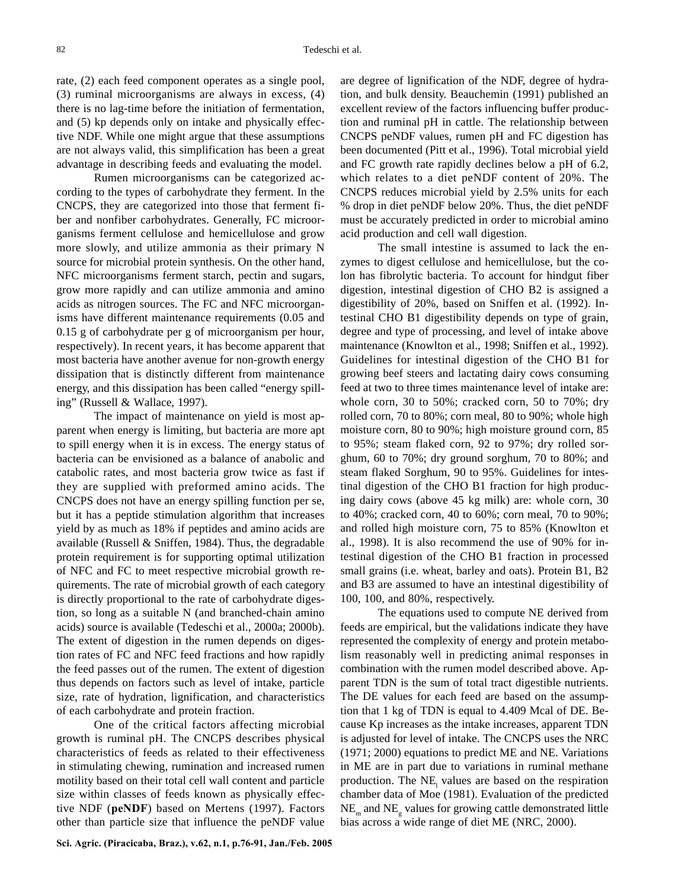rate, (2) each feed component operates as a single pool, (3) ruminal microorganisms are always in excess, (4) there is no lag-time before the initiation of fermentation, and (5) kp depends only on intake and physically effective NDF. While one might argue that these assumptions are not always valid, this simplification has been a great advantage in describing feeds and evaluating the model.

Rumen microorganisms can be categorized according to the types of carbohydrate they ferment. In the CNCPS, they are categorized into those that ferment fiber and nonfiber carbohydrates. Generally, FC microorganisms ferment cellulose and hemicellulose and grow more slowly, and utilize ammonia as their primary N source for microbial protein synthesis. On the other hand, NFC microorganisms ferment starch, pectin and sugars, grow more rapidly and can utilize ammonia and amino acids as nitrogen sources. The FC and NFC microorganisms have different maintenance requirements (0.05 and 0.15 g of carbohydrate per g of microorganism per hour, respectively). In recent years, it has become apparent that most bacteria have another avenue for non-growth energy dissipation that is distinctly different from maintenance energy, and this dissipation has been called "energy spilling" (Russell & Wallace, 1997).

The impact of maintenance on yield is most apparent when energy is limiting, but bacteria are more apt to spill energy when it is in excess. The energy status of bacteria can be envisioned as a balance of anabolic and catabolic rates, and most bacteria grow twice as fast if they are supplied with preformed amino acids. The CNCPS does not have an energy spilling function per se, but it has a peptide stimulation algorithm that increases yield by as much as 18% if peptides and amino acids are available (Russell & Sniffen, 1984). Thus, the degradable protein requirement is for supporting optimal utilization of NFC and FC to meet respective microbial growth requirements. The rate of microbial growth of each category is directly proportional to the rate of carbohydrate digestion, so long as a suitable N (and branched-chain amino acids) source is available (Tedeschi et al., 2000a; 2000b). The extent of digestion in the rumen depends on digestion rates of FC and NFC feed fractions and how rapidly the feed passes out of the rumen. The extent of digestion thus depends on factors such as level of intake, particle size, rate of hydration, lignification, and characteristics of each carbohydrate and protein fraction.

One of the critical factors affecting microbial growth is ruminal pH. The CNCPS describes physical characteristics of feeds as related to their effectiveness in stimulating chewing, rumination and increased rumen motility based on their total cell wall content and particle size within classes of feeds known as physically effective NDF (**peNDF**) based on Mertens (1997). Factors other than particle size that influence the peNDF value are degree of lignification of the NDF, degree of hydration, and bulk density. Beauchemin (1991) published an excellent review of the factors influencing buffer production and ruminal pH in cattle. The relationship between CNCPS peNDF values, rumen pH and FC digestion has been documented (Pitt et al., 1996). Total microbial yield and FC growth rate rapidly declines below a pH of 6.2, which relates to a diet peNDF content of 20%. The CNCPS reduces microbial yield by 2.5% units for each % drop in diet peNDF below 20%. Thus, the diet peNDF must be accurately predicted in order to microbial amino acid production and cell wall digestion.

The small intestine is assumed to lack the enzymes to digest cellulose and hemicellulose, but the colon has fibrolytic bacteria. To account for hindgut fiber digestion, intestinal digestion of CHO B2 is assigned a digestibility of 20%, based on Sniffen et al. (1992). Intestinal CHO B1 digestibility depends on type of grain, degree and type of processing, and level of intake above maintenance (Knowlton et al., 1998; Sniffen et al., 1992). Guidelines for intestinal digestion of the CHO B1 for growing beef steers and lactating dairy cows consuming feed at two to three times maintenance level of intake are: whole corn, 30 to 50%; cracked corn, 50 to 70%; dry rolled corn, 70 to 80%; corn meal, 80 to 90%; whole high moisture corn, 80 to 90%; high moisture ground corn, 85 to 95%; steam flaked corn, 92 to 97%; dry rolled sorghum, 60 to 70%; dry ground sorghum, 70 to 80%; and steam flaked Sorghum, 90 to 95%. Guidelines for intestinal digestion of the CHO B1 fraction for high producing dairy cows (above 45 kg milk) are: whole corn, 30 to 40%; cracked corn, 40 to 60%; corn meal, 70 to 90%; and rolled high moisture corn, 75 to 85% (Knowlton et al., 1998). It is also recommend the use of 90% for intestinal digestion of the CHO B1 fraction in processed small grains (i.e. wheat, barley and oats). Protein B1, B2 and B3 are assumed to have an intestinal digestibility of 100, 100, and 80%, respectively.

The equations used to compute NE derived from feeds are empirical, but the validations indicate they have represented the complexity of energy and protein metabolism reasonably well in predicting animal responses in combination with the rumen model described above. Apparent TDN is the sum of total tract digestible nutrients. The DE values for each feed are based on the assumption that 1 kg of TDN is equal to 4.409 Mcal of DE. Because Kp increases as the intake increases, apparent TDN is adjusted for level of intake. The CNCPS uses the NRC (1971; 2000) equations to predict ME and NE. Variations in ME are in part due to variations in ruminal methane production. The $NE_l$ values are based on the respiration chamber data of Moe (1981). Evaluation of the predicted $NE_m$ and $NE_g$ values for growing cattle demonstrated little bias across a wide range of diet ME (NRC, 2000).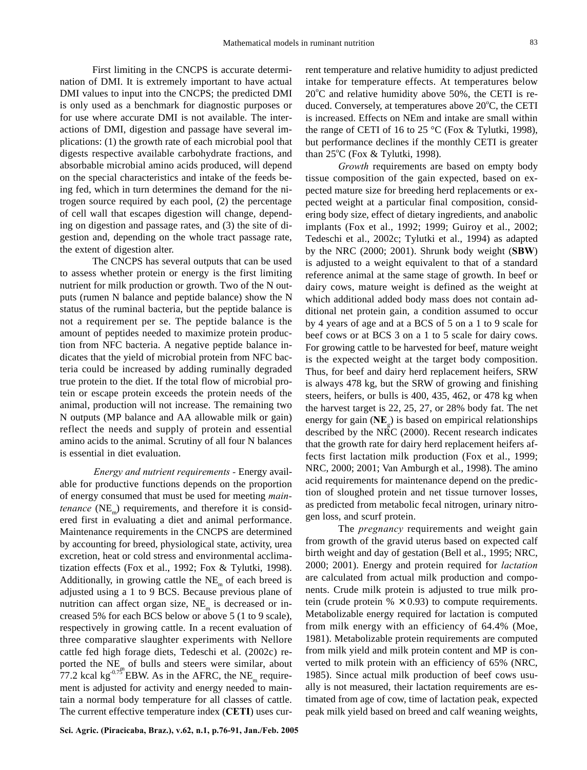First limiting in the CNCPS is accurate determination of DMI. It is extremely important to have actual DMI values to input into the CNCPS; the predicted DMI is only used as a benchmark for diagnostic purposes or for use where accurate DMI is not available. The interactions of DMI, digestion and passage have several implications: (1) the growth rate of each microbial pool that digests respective available carbohydrate fractions, and absorbable microbial amino acids produced, will depend on the special characteristics and intake of the feeds being fed, which in turn determines the demand for the nitrogen source required by each pool, (2) the percentage of cell wall that escapes digestion will change, depending on digestion and passage rates, and (3) the site of digestion and, depending on the whole tract passage rate, the extent of digestion alter.

The CNCPS has several outputs that can be used to assess whether protein or energy is the first limiting nutrient for milk production or growth. Two of the N outputs (rumen N balance and peptide balance) show the N status of the ruminal bacteria, but the peptide balance is not a requirement per se. The peptide balance is the amount of peptides needed to maximize protein production from NFC bacteria. A negative peptide balance indicates that the yield of microbial protein from NFC bacteria could be increased by adding ruminally degraded true protein to the diet. If the total flow of microbial protein or escape protein exceeds the protein needs of the animal, production will not increase. The remaining two N outputs (MP balance and AA allowable milk or gain) reflect the needs and supply of protein and essential amino acids to the animal. Scrutiny of all four N balances is essential in diet evaluation.

*Energy and nutrient requirements* - Energy available for productive functions depends on the proportion of energy consumed that must be used for meeting *maintenance* ($NE_m$) requirements, and therefore it is considered first in evaluating a diet and animal performance. Maintenance requirements in the CNCPS are determined by accounting for breed, physiological state, activity, urea excretion, heat or cold stress and environmental acclimatization effects (Fox et al., 1992; Fox & Tylutki, 1998). Additionally, in growing cattle the $NE_m$ of each breed is adjusted using a 1 to 9 BCS. Because previous plane of nutrition can affect organ size, $NE_m$ is decreased or increased 5% for each BCS below or above 5 (1 to 9 scale), respectively in growing cattle. In a recent evaluation of three comparative slaughter experiments with Nellore cattle fed high forage diets, Tedeschi et al. (2002c) reported the $NE_m$ of bulls and steers were similar, about 77.2 kcal $kg^{-0.75}$ EBW. As in the AFRC, the $NE_m$ requirement is adjusted for activity and energy needed to maintain a normal body temperature for all classes of cattle. The current effective temperature index (**CETI**) uses current temperature and relative humidity to adjust predicted intake for temperature effects. At temperatures below 20°C and relative humidity above 50%, the CETI is reduced. Conversely, at temperatures above 20°C, the CETI is increased. Effects on NEm and intake are small within the range of CETI of 16 to 25 °C (Fox & Tylutki, 1998), but performance declines if the monthly CETI is greater than 25°C (Fox & Tylutki, 1998).

*Growth* requirements are based on empty body tissue composition of the gain expected, based on expected mature size for breeding herd replacements or expected weight at a particular final composition, considering body size, effect of dietary ingredients, and anabolic implants (Fox et al., 1992; 1999; Guiroy et al., 2002; Tedeschi et al., 2002c; Tylutki et al., 1994) as adapted by the NRC (2000; 2001). Shrunk body weight (**SBW**) is adjusted to a weight equivalent to that of a standard reference animal at the same stage of growth. In beef or dairy cows, mature weight is defined as the weight at which additional added body mass does not contain additional net protein gain, a condition assumed to occur by 4 years of age and at a BCS of 5 on a 1 to 9 scale for beef cows or at BCS 3 on a 1 to 5 scale for dairy cows. For growing cattle to be harvested for beef, mature weight is the expected weight at the target body composition. Thus, for beef and dairy herd replacement heifers, SRW is always 478 kg, but the SRW of growing and finishing steers, heifers, or bulls is 400, 435, 462, or 478 kg when the harvest target is 22, 25, 27, or 28% body fat. The net energy for gain (**$NE_g$**) is based on empirical relationships described by the NRC (2000). Recent research indicates that the growth rate for dairy herd replacement heifers affects first lactation milk production (Fox et al., 1999; NRC, 2000; 2001; Van Amburgh et al., 1998). The amino acid requirements for maintenance depend on the prediction of sloughed protein and net tissue turnover losses, as predicted from metabolic fecal nitrogen, urinary nitrogen loss, and scurf protein.

The *pregnancy* requirements and weight gain from growth of the gravid uterus based on expected calf birth weight and day of gestation (Bell et al., 1995; NRC, 2000; 2001). Energy and protein required for *lactation* are calculated from actual milk production and components. Crude milk protein is adjusted to true milk protein (crude protein % $\times$ 0.93) to compute requirements. Metabolizable energy required for lactation is computed from milk energy with an efficiency of 64.4% (Moe, 1981). Metabolizable protein requirements are computed from milk yield and milk protein content and MP is converted to milk protein with an efficiency of 65% (NRC, 1985). Since actual milk production of beef cows usually is not measured, their lactation requirements are estimated from age of cow, time of lactation peak, expected peak milk yield based on breed and calf weaning weights,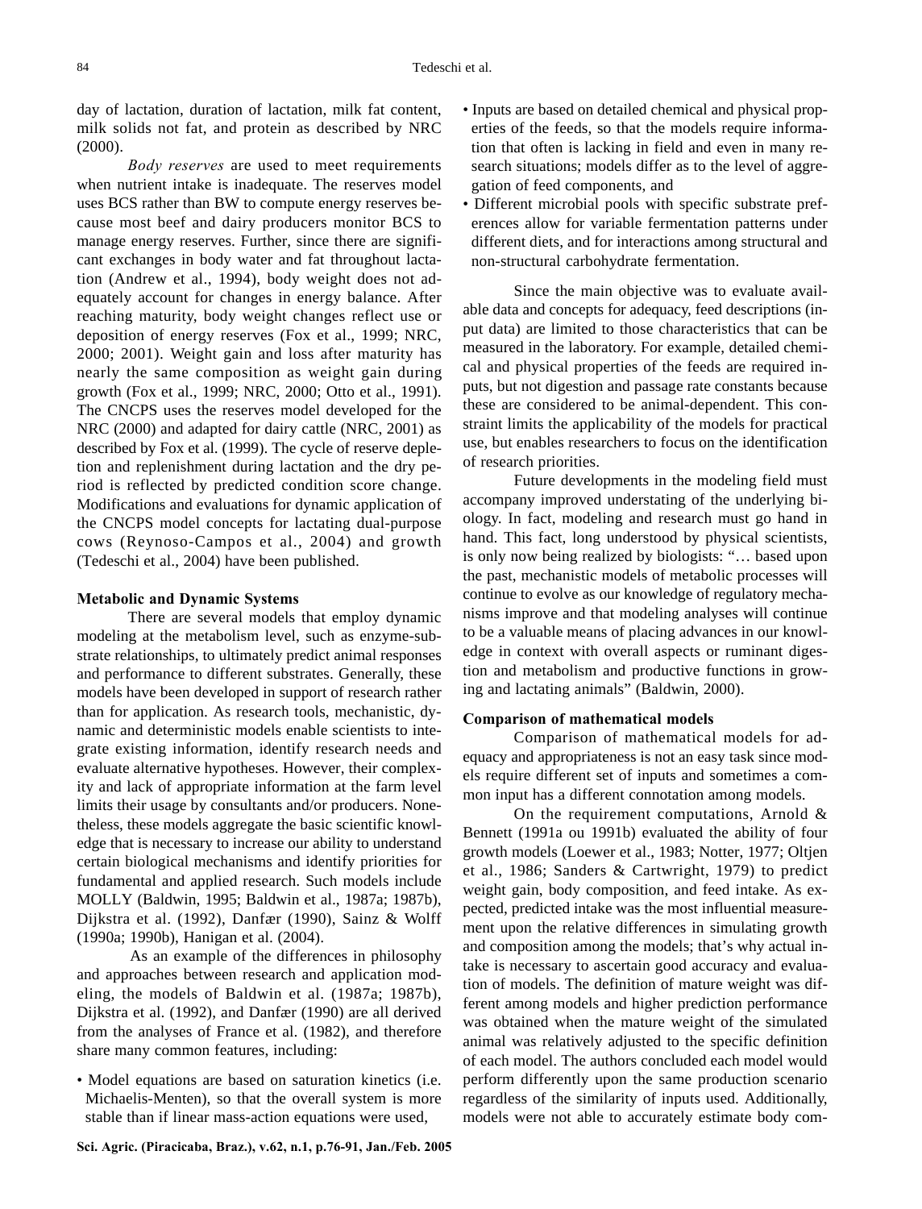day of lactation, duration of lactation, milk fat content, milk solids not fat, and protein as described by NRC (2000).

*Body reserves* are used to meet requirements when nutrient intake is inadequate. The reserves model uses BCS rather than BW to compute energy reserves because most beef and dairy producers monitor BCS to manage energy reserves. Further, since there are significant exchanges in body water and fat throughout lactation (Andrew et al., 1994), body weight does not adequately account for changes in energy balance. After reaching maturity, body weight changes reflect use or deposition of energy reserves (Fox et al., 1999; NRC, 2000; 2001). Weight gain and loss after maturity has nearly the same composition as weight gain during growth (Fox et al., 1999; NRC, 2000; Otto et al., 1991). The CNCPS uses the reserves model developed for the NRC (2000) and adapted for dairy cattle (NRC, 2001) as described by Fox et al. (1999). The cycle of reserve depletion and replenishment during lactation and the dry period is reflected by predicted condition score change. Modifications and evaluations for dynamic application of the CNCPS model concepts for lactating dual-purpose cows (Reynoso-Campos et al., 2004) and growth (Tedeschi et al., 2004) have been published.

**Metabolic and Dynamic Systems**

There are several models that employ dynamic modeling at the metabolism level, such as enzyme-substrate relationships, to ultimately predict animal responses and performance to different substrates. Generally, these models have been developed in support of research rather than for application. As research tools, mechanistic, dynamic and deterministic models enable scientists to integrate existing information, identify research needs and evaluate alternative hypotheses. However, their complexity and lack of appropriate information at the farm level limits their usage by consultants and/or producers. Nonetheless, these models aggregate the basic scientific knowledge that is necessary to increase our ability to understand certain biological mechanisms and identify priorities for fundamental and applied research. Such models include MOLLY (Baldwin, 1995; Baldwin et al., 1987a; 1987b), Dijkstra et al. (1992), Danfær (1990), Sainz & Wolff (1990a; 1990b), Hanigan et al. (2004).

As an example of the differences in philosophy and approaches between research and application modeling, the models of Baldwin et al. (1987a; 1987b), Dijkstra et al. (1992), and Danfær (1990) are all derived from the analyses of France et al. (1982), and therefore share many common features, including:

- Model equations are based on saturation kinetics (i.e. Michaelis-Menten), so that the overall system is more stable than if linear mass-action equations were used,
- Inputs are based on detailed chemical and physical properties of the feeds, so that the models require information that often is lacking in field and even in many research situations; models differ as to the level of aggregation of feed components, and
- Different microbial pools with specific substrate preferences allow for variable fermentation patterns under different diets, and for interactions among structural and non-structural carbohydrate fermentation.

Since the main objective was to evaluate available data and concepts for adequacy, feed descriptions (input data) are limited to those characteristics that can be measured in the laboratory. For example, detailed chemical and physical properties of the feeds are required inputs, but not digestion and passage rate constants because these are considered to be animal-dependent. This constraint limits the applicability of the models for practical use, but enables researchers to focus on the identification of research priorities.

Future developments in the modeling field must accompany improved understating of the underlying biology. In fact, modeling and research must go hand in hand. This fact, long understood by physical scientists, is only now being realized by biologists: "… based upon the past, mechanistic models of metabolic processes will continue to evolve as our knowledge of regulatory mechanisms improve and that modeling analyses will continue to be a valuable means of placing advances in our knowledge in context with overall aspects or ruminant digestion and metabolism and productive functions in growing and lactating animals" (Baldwin, 2000).

**Comparison of mathematical models**

Comparison of mathematical models for adequacy and appropriateness is not an easy task since models require different set of inputs and sometimes a common input has a different connotation among models.

On the requirement computations, Arnold & Bennett (1991a ou 1991b) evaluated the ability of four growth models (Loewer et al., 1983; Notter, 1977; Oltjen et al., 1986; Sanders & Cartwright, 1979) to predict weight gain, body composition, and feed intake. As expected, predicted intake was the most influential measurement upon the relative differences in simulating growth and composition among the models; that's why actual intake is necessary to ascertain good accuracy and evaluation of models. The definition of mature weight was different among models and higher prediction performance was obtained when the mature weight of the simulated animal was relatively adjusted to the specific definition of each model. The authors concluded each model would perform differently upon the same production scenario regardless of the similarity of inputs used. Additionally, models were not able to accurately estimate body com-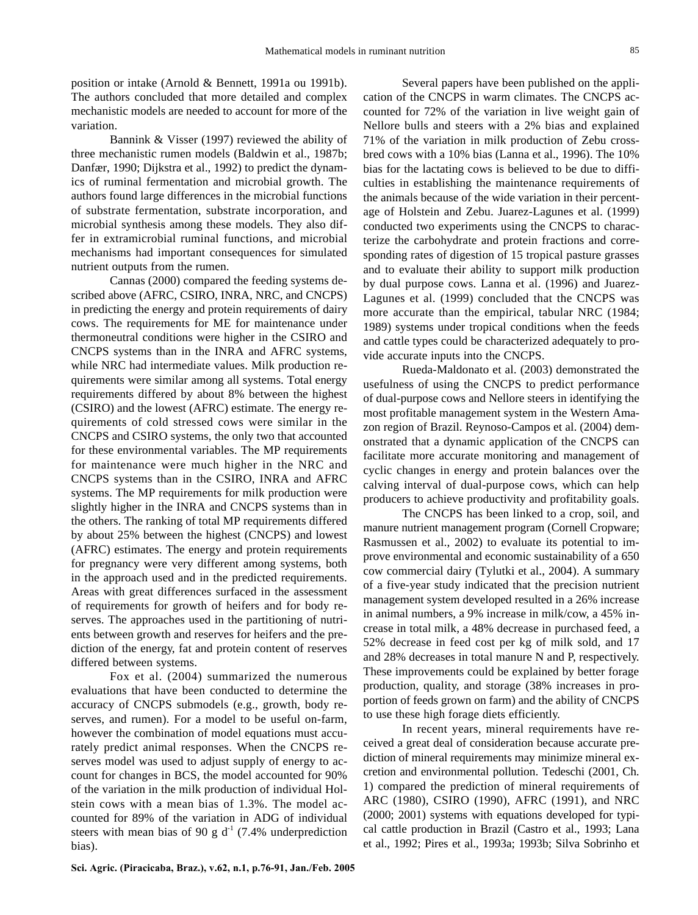position or intake (Arnold & Bennett, 1991a ou 1991b). The authors concluded that more detailed and complex mechanistic models are needed to account for more of the variation.

Bannink & Visser (1997) reviewed the ability of three mechanistic rumen models (Baldwin et al., 1987b; Danfær, 1990; Dijkstra et al., 1992) to predict the dynamics of ruminal fermentation and microbial growth. The authors found large differences in the microbial functions of substrate fermentation, substrate incorporation, and microbial synthesis among these models. They also differ in extramicrobial ruminal functions, and microbial mechanisms had important consequences for simulated nutrient outputs from the rumen.

Cannas (2000) compared the feeding systems described above (AFRC, CSIRO, INRA, NRC, and CNCPS) in predicting the energy and protein requirements of dairy cows. The requirements for ME for maintenance under thermoneutral conditions were higher in the CSIRO and CNCPS systems than in the INRA and AFRC systems, while NRC had intermediate values. Milk production requirements were similar among all systems. Total energy requirements differed by about 8% between the highest (CSIRO) and the lowest (AFRC) estimate. The energy requirements of cold stressed cows were similar in the CNCPS and CSIRO systems, the only two that accounted for these environmental variables. The MP requirements for maintenance were much higher in the NRC and CNCPS systems than in the CSIRO, INRA and AFRC systems. The MP requirements for milk production were slightly higher in the INRA and CNCPS systems than in the others. The ranking of total MP requirements differed by about 25% between the highest (CNCPS) and lowest (AFRC) estimates. The energy and protein requirements for pregnancy were very different among systems, both in the approach used and in the predicted requirements. Areas with great differences surfaced in the assessment of requirements for growth of heifers and for body reserves. The approaches used in the partitioning of nutrients between growth and reserves for heifers and the prediction of the energy, fat and protein content of reserves differed between systems.

Fox et al. (2004) summarized the numerous evaluations that have been conducted to determine the accuracy of CNCPS submodels (e.g., growth, body reserves, and rumen). For a model to be useful on-farm, however the combination of model equations must accurately predict animal responses. When the CNCPS reserves model was used to adjust supply of energy to account for changes in BCS, the model accounted for 90% of the variation in the milk production of individual Holstein cows with a mean bias of 1.3%. The model accounted for 89% of the variation in ADG of individual steers with mean bias of 90 g $d^{-1}$ (7.4% underprediction bias).

Several papers have been published on the application of the CNCPS in warm climates. The CNCPS accounted for 72% of the variation in live weight gain of Nellore bulls and steers with a 2% bias and explained 71% of the variation in milk production of Zebu crossbred cows with a 10% bias (Lanna et al., 1996). The 10% bias for the lactating cows is believed to be due to difficulties in establishing the maintenance requirements of the animals because of the wide variation in their percentage of Holstein and Zebu. Juarez-Lagunes et al. (1999) conducted two experiments using the CNCPS to characterize the carbohydrate and protein fractions and corresponding rates of digestion of 15 tropical pasture grasses and to evaluate their ability to support milk production by dual purpose cows. Lanna et al. (1996) and Juarez-Lagunes et al. (1999) concluded that the CNCPS was more accurate than the empirical, tabular NRC (1984; 1989) systems under tropical conditions when the feeds and cattle types could be characterized adequately to provide accurate inputs into the CNCPS.

Rueda-Maldonato et al. (2003) demonstrated the usefulness of using the CNCPS to predict performance of dual-purpose cows and Nellore steers in identifying the most profitable management system in the Western Amazon region of Brazil. Reynoso-Campos et al. (2004) demonstrated that a dynamic application of the CNCPS can facilitate more accurate monitoring and management of cyclic changes in energy and protein balances over the calving interval of dual-purpose cows, which can help producers to achieve productivity and profitability goals.

The CNCPS has been linked to a crop, soil, and manure nutrient management program (Cornell Cropware; Rasmussen et al., 2002) to evaluate its potential to improve environmental and economic sustainability of a 650 cow commercial dairy (Tylutki et al., 2004). A summary of a five-year study indicated that the precision nutrient management system developed resulted in a 26% increase in animal numbers, a 9% increase in milk/cow, a 45% increase in total milk, a 48% decrease in purchased feed, a 52% decrease in feed cost per kg of milk sold, and 17 and 28% decreases in total manure N and P, respectively. These improvements could be explained by better forage production, quality, and storage (38% increases in proportion of feeds grown on farm) and the ability of CNCPS to use these high forage diets efficiently.

In recent years, mineral requirements have received a great deal of consideration because accurate prediction of mineral requirements may minimize mineral excretion and environmental pollution. Tedeschi (2001, Ch. 1) compared the prediction of mineral requirements of ARC (1980), CSIRO (1990), AFRC (1991), and NRC (2000; 2001) systems with equations developed for typical cattle production in Brazil (Castro et al., 1993; Lana et al., 1992; Pires et al., 1993a; 1993b; Silva Sobrinho et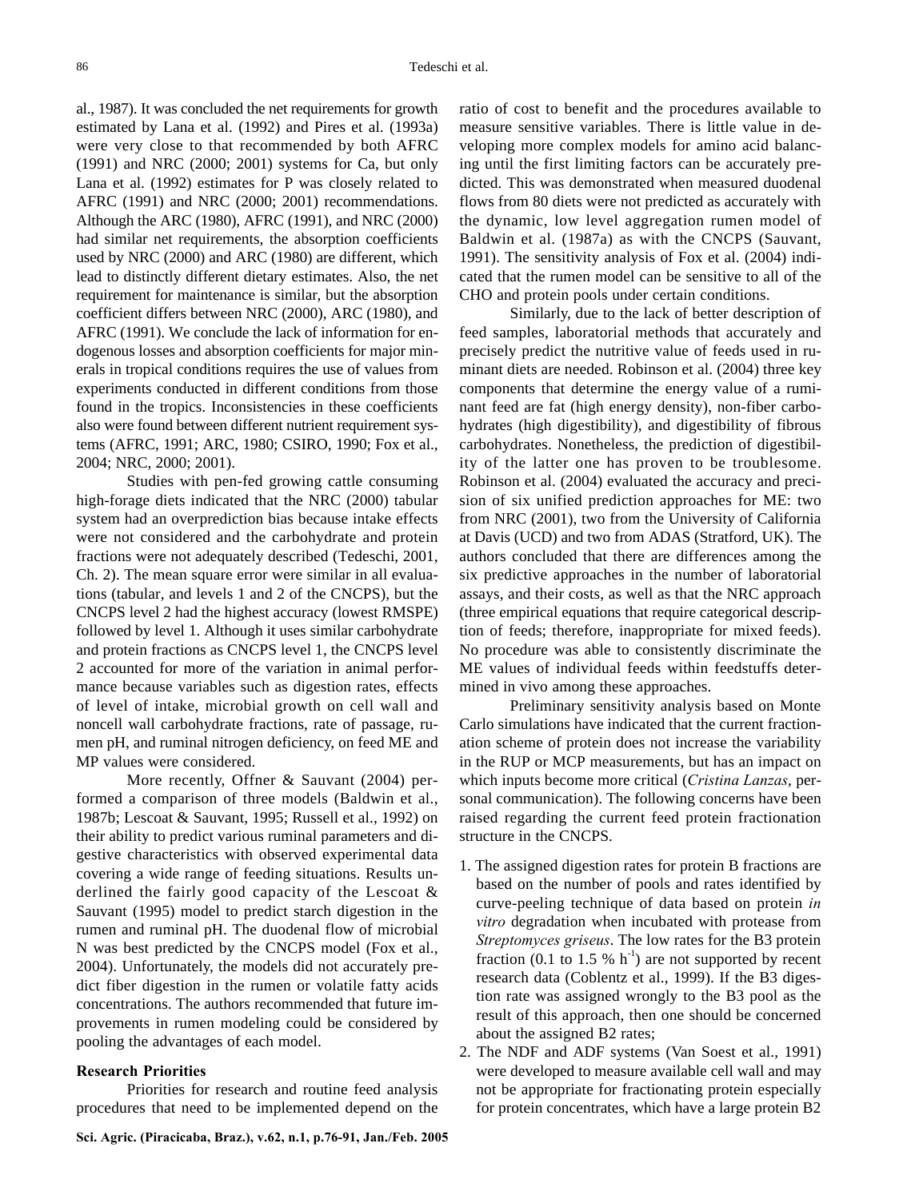al., 1987). It was concluded the net requirements for growth estimated by Lana et al. (1992) and Pires et al. (1993a) were very close to that recommended by both AFRC (1991) and NRC (2000; 2001) systems for Ca, but only Lana et al. (1992) estimates for P was closely related to AFRC (1991) and NRC (2000; 2001) recommendations. Although the ARC (1980), AFRC (1991), and NRC (2000) had similar net requirements, the absorption coefficients used by NRC (2000) and ARC (1980) are different, which lead to distinctly different dietary estimates. Also, the net requirement for maintenance is similar, but the absorption coefficient differs between NRC (2000), ARC (1980), and AFRC (1991). We conclude the lack of information for endogenous losses and absorption coefficients for major minerals in tropical conditions requires the use of values from experiments conducted in different conditions from those found in the tropics. Inconsistencies in these coefficients also were found between different nutrient requirement systems (AFRC, 1991; ARC, 1980; CSIRO, 1990; Fox et al., 2004; NRC, 2000; 2001).

Studies with pen-fed growing cattle consuming high-forage diets indicated that the NRC (2000) tabular system had an overprediction bias because intake effects were not considered and the carbohydrate and protein fractions were not adequately described (Tedeschi, 2001, Ch. 2). The mean square error were similar in all evaluations (tabular, and levels 1 and 2 of the CNCPS), but the CNCPS level 2 had the highest accuracy (lowest RMSPE) followed by level 1. Although it uses similar carbohydrate and protein fractions as CNCPS level 1, the CNCPS level 2 accounted for more of the variation in animal performance because variables such as digestion rates, effects of level of intake, microbial growth on cell wall and noncell wall carbohydrate fractions, rate of passage, rumen pH, and ruminal nitrogen deficiency, on feed ME and MP values were considered.

More recently, Offner & Sauvant (2004) performed a comparison of three models (Baldwin et al., 1987b; Lescoat & Sauvant, 1995; Russell et al., 1992) on their ability to predict various ruminal parameters and digestive characteristics with observed experimental data covering a wide range of feeding situations. Results underlined the fairly good capacity of the Lescoat & Sauvant (1995) model to predict starch digestion in the rumen and ruminal pH. The duodenal flow of microbial N was best predicted by the CNCPS model (Fox et al., 2004). Unfortunately, the models did not accurately predict fiber digestion in the rumen or volatile fatty acids concentrations. The authors recommended that future improvements in rumen modeling could be considered by pooling the advantages of each model.

**Research Priorities**

Priorities for research and routine feed analysis procedures that need to be implemented depend on the ratio of cost to benefit and the procedures available to measure sensitive variables. There is little value in developing more complex models for amino acid balancing until the first limiting factors can be accurately predicted. This was demonstrated when measured duodenal flows from 80 diets were not predicted as accurately with the dynamic, low level aggregation rumen model of Baldwin et al. (1987a) as with the CNCPS (Sauvant, 1991). The sensitivity analysis of Fox et al. (2004) indicated that the rumen model can be sensitive to all of the CHO and protein pools under certain conditions.

Similarly, due to the lack of better description of feed samples, laboratorial methods that accurately and precisely predict the nutritive value of feeds used in ruminant diets are needed. Robinson et al. (2004) three key components that determine the energy value of a ruminant feed are fat (high energy density), non-fiber carbohydrates (high digestibility), and digestibility of fibrous carbohydrates. Nonetheless, the prediction of digestibility of the latter one has proven to be troublesome. Robinson et al. (2004) evaluated the accuracy and precision of six unified prediction approaches for ME: two from NRC (2001), two from the University of California at Davis (UCD) and two from ADAS (Stratford, UK). The authors concluded that there are differences among the six predictive approaches in the number of laboratorial assays, and their costs, as well as that the NRC approach (three empirical equations that require categorical description of feeds; therefore, inappropriate for mixed feeds). No procedure was able to consistently discriminate the ME values of individual feeds within feedstuffs determined in vivo among these approaches.

Preliminary sensitivity analysis based on Monte Carlo simulations have indicated that the current fractionation scheme of protein does not increase the variability in the RUP or MCP measurements, but has an impact on which inputs become more critical (*Cristina Lanzas*, personal communication). The following concerns have been raised regarding the current feed protein fractionation structure in the CNCPS.

1. The assigned digestion rates for protein B fractions are based on the number of pools and rates identified by curve-peeling technique of data based on protein *in vitro* degradation when incubated with protease from *Streptomyces griseus*. The low rates for the B3 protein fraction (0.1 to 1.5 % $h^{-1}$) are not supported by recent research data (Coblentz et al., 1999). If the B3 digestion rate was assigned wrongly to the B3 pool as the result of this approach, then one should be concerned about the assigned B2 rates;
2. The NDF and ADF systems (Van Soest et al., 1991) were developed to measure available cell wall and may not be appropriate for fractionating protein especially for protein concentrates, which have a large protein B2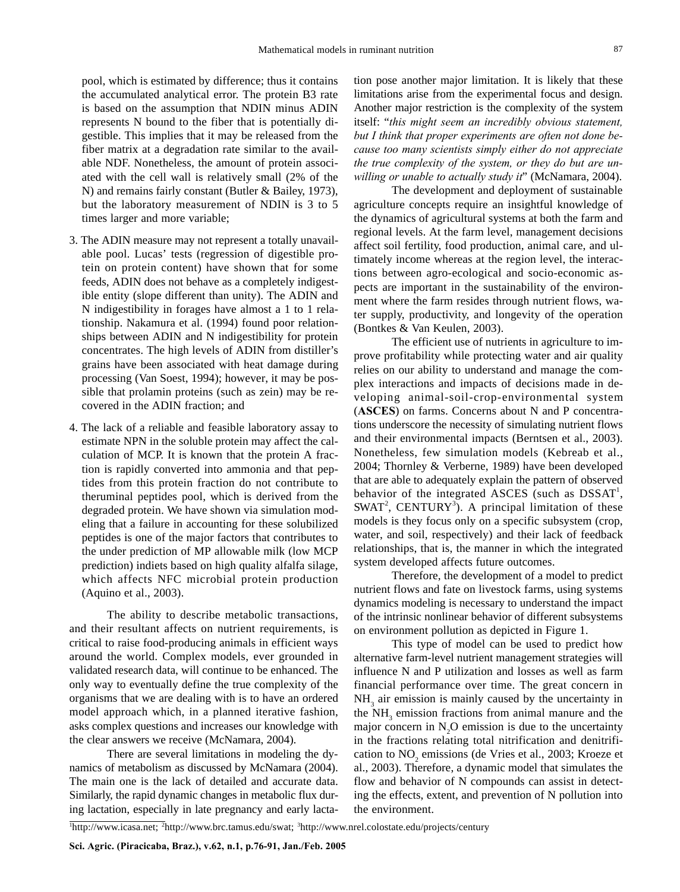pool, which is estimated by difference; thus it contains the accumulated analytical error. The protein B3 rate is based on the assumption that NDIN minus ADIN represents N bound to the fiber that is potentially digestible. This implies that it may be released from the fiber matrix at a degradation rate similar to the available NDF. Nonetheless, the amount of protein associated with the cell wall is relatively small (2% of the N) and remains fairly constant (Butler & Bailey, 1973), but the laboratory measurement of NDIN is 3 to 5 times larger and more variable;

3. The ADIN measure may not represent a totally unavailable pool. Lucas' tests (regression of digestible protein on protein content) have shown that for some feeds, ADIN does not behave as a completely indigestible entity (slope different than unity). The ADIN and N indigestibility in forages have almost a 1 to 1 relationship. Nakamura et al. (1994) found poor relationships between ADIN and N indigestibility for protein concentrates. The high levels of ADIN from distiller's grains have been associated with heat damage during processing (Van Soest, 1994); however, it may be possible that prolamin proteins (such as zein) may be recovered in the ADIN fraction; and

4. The lack of a reliable and feasible laboratory assay to estimate NPN in the soluble protein may affect the calculation of MCP. It is known that the protein A fraction is rapidly converted into ammonia and that peptides from this protein fraction do not contribute to theruminal peptides pool, which is derived from the degraded protein. We have shown via simulation modeling that a failure in accounting for these solubilized peptides is one of the major factors that contributes to the under prediction of MP allowable milk (low MCP prediction) indiets based on high quality alfalfa silage, which affects NFC microbial protein production (Aquino et al., 2003).

The ability to describe metabolic transactions, and their resultant affects on nutrient requirements, is critical to raise food-producing animals in efficient ways around the world. Complex models, ever grounded in validated research data, will continue to be enhanced. The only way to eventually define the true complexity of the organisms that we are dealing with is to have an ordered model approach which, in a planned iterative fashion, asks complex questions and increases our knowledge with the clear answers we receive (McNamara, 2004).

There are several limitations in modeling the dynamics of metabolism as discussed by McNamara (2004). The main one is the lack of detailed and accurate data. Similarly, the rapid dynamic changes in metabolic flux during lactation, especially in late pregnancy and early lactation pose another major limitation. It is likely that these limitations arise from the experimental focus and design. Another major restriction is the complexity of the system itself: "*this might seem an incredibly obvious statement, but I think that proper experiments are often not done because too many scientists simply either do not appreciate the true complexity of the system, or they do but are unwilling or unable to actually study it*" (McNamara, 2004).

The development and deployment of sustainable agriculture concepts require an insightful knowledge of the dynamics of agricultural systems at both the farm and regional levels. At the farm level, management decisions affect soil fertility, food production, animal care, and ultimately income whereas at the region level, the interactions between agro-ecological and socio-economic aspects are important in the sustainability of the environment where the farm resides through nutrient flows, water supply, productivity, and longevity of the operation (Bontkes & Van Keulen, 2003).

The efficient use of nutrients in agriculture to improve profitability while protecting water and air quality relies on our ability to understand and manage the complex interactions and impacts of decisions made in developing animal-soil-crop-environmental system (**ASCES**) on farms. Concerns about N and P concentrations underscore the necessity of simulating nutrient flows and their environmental impacts (Berntsen et al., 2003). Nonetheless, few simulation models (Kebreab et al., 2004; Thornley & Verberne, 1989) have been developed that are able to adequately explain the pattern of observed behavior of the integrated ASCES (such as DSSAT[1], SWAT[2], CENTURY[3]). A principal limitation of these models is they focus only on a specific subsystem (crop, water, and soil, respectively) and their lack of feedback relationships, that is, the manner in which the integrated system developed affects future outcomes.

Therefore, the development of a model to predict nutrient flows and fate on livestock farms, using systems dynamics modeling is necessary to understand the impact of the intrinsic nonlinear behavior of different subsystems on environment pollution as depicted in Figure 1.

This type of model can be used to predict how alternative farm-level nutrient management strategies will influence N and P utilization and losses as well as farm financial performance over time. The great concern in $NH_3$ air emission is mainly caused by the uncertainty in the $NH_3$ emission fractions from animal manure and the major concern in $N_2O$ emission is due to the uncertainty in the fractions relating total nitrification and denitrification to $NO_2$ emissions (de Vries et al., 2003; Kroeze et al., 2003). Therefore, a dynamic model that simulates the flow and behavior of N compounds can assist in detecting the effects, extent, and prevention of N pollution into the environment.

[1]http://www.icasa.net; [2]http://www.brc.tamus.edu/swat; [3]http://www.nrel.colostate.edu/projects/century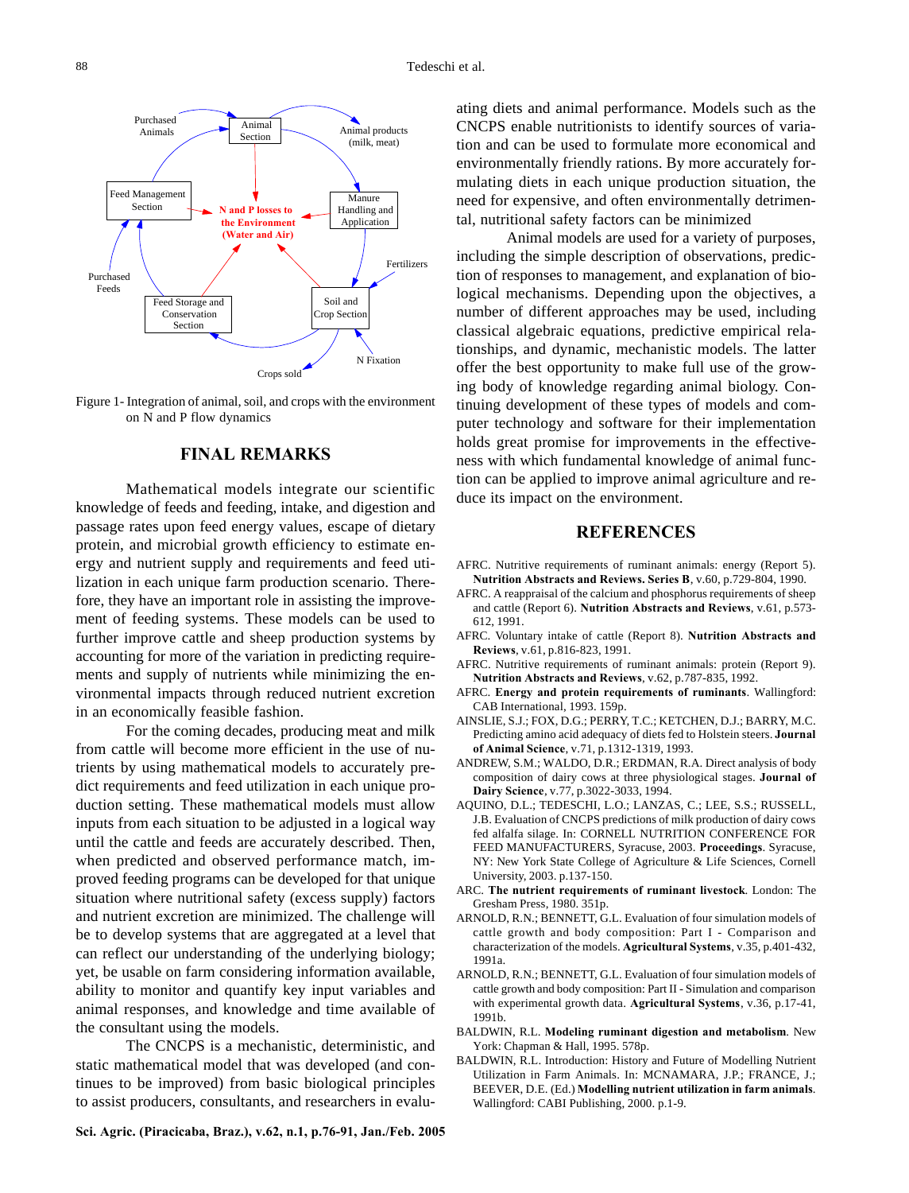Figure 1- Integration of animal, soil, and crops with the environment on N and P flow dynamics

## FINAL REMARKS

Mathematical models integrate our scientific knowledge of feeds and feeding, intake, and digestion and passage rates upon feed energy values, escape of dietary protein, and microbial growth efficiency to estimate energy and nutrient supply and requirements and feed utilization in each unique farm production scenario. Therefore, they have an important role in assisting the improvement of feeding systems. These models can be used to further improve cattle and sheep production systems by accounting for more of the variation in predicting requirements and supply of nutrients while minimizing the environmental impacts through reduced nutrient excretion in an economically feasible fashion.

For the coming decades, producing meat and milk from cattle will become more efficient in the use of nutrients by using mathematical models to accurately predict requirements and feed utilization in each unique production setting. These mathematical models must allow inputs from each situation to be adjusted in a logical way until the cattle and feeds are accurately described. Then, when predicted and observed performance match, improved feeding programs can be developed for that unique situation where nutritional safety (excess supply) factors and nutrient excretion are minimized. The challenge will be to develop systems that are aggregated at a level that can reflect our understanding of the underlying biology; yet, be usable on farm considering information available, ability to monitor and quantify key input variables and animal responses, and knowledge and time available of the consultant using the models.

The CNCPS is a mechanistic, deterministic, and static mathematical model that was developed (and continues to be improved) from basic biological principles to assist producers, consultants, and researchers in evaluating diets and animal performance. Models such as the CNCPS enable nutritionists to identify sources of variation and can be used to formulate more economical and environmentally friendly rations. By more accurately formulating diets in each unique production situation, the need for expensive, and often environmentally detrimental, nutritional safety factors can be minimized

Animal models are used for a variety of purposes, including the simple description of observations, prediction of responses to management, and explanation of biological mechanisms. Depending upon the objectives, a number of different approaches may be used, including classical algebraic equations, predictive empirical relationships, and dynamic, mechanistic models. The latter offer the best opportunity to make full use of the growing body of knowledge regarding animal biology. Continuing development of these types of models and computer technology and software for their implementation holds great promise for improvements in the effectiveness with which fundamental knowledge of animal function can be applied to improve animal agriculture and reduce its impact on the environment.

## REFERENCES

AFRC. Nutritive requirements of ruminant animals: energy (Report 5). **Nutrition Abstracts and Reviews. Series B**, v.60, p.729-804, 1990.

AFRC. A reappraisal of the calcium and phosphorus requirements of sheep and cattle (Report 6). **Nutrition Abstracts and Reviews**, v.61, p.573-612, 1991.

AFRC. Voluntary intake of cattle (Report 8). **Nutrition Abstracts and Reviews**, v.61, p.816-823, 1991.

AFRC. Nutritive requirements of ruminant animals: protein (Report 9). **Nutrition Abstracts and Reviews**, v.62, p.787-835, 1992.

AFRC. **Energy and protein requirements of ruminants**. Wallingford: CAB International, 1993. 159p.

AINSLIE, S.J.; FOX, D.G.; PERRY, T.C.; KETCHEN, D.J.; BARRY, M.C. Predicting amino acid adequacy of diets fed to Holstein steers. **Journal of Animal Science**, v.71, p.1312-1319, 1993.

ANDREW, S.M.; WALDO, D.R.; ERDMAN, R.A. Direct analysis of body composition of dairy cows at three physiological stages. **Journal of Dairy Science**, v.77, p.3022-3033, 1994.

AQUINO, D.L.; TEDESCHI, L.O.; LANZAS, C.; LEE, S.S.; RUSSELL, J.B. Evaluation of CNCPS predictions of milk production of dairy cows fed alfalfa silage. In: CORNELL NUTRITION CONFERENCE FOR FEED MANUFACTURERS, Syracuse, 2003. **Proceedings**. Syracuse, NY: New York State College of Agriculture & Life Sciences, Cornell University, 2003. p.137-150.

ARC. **The nutrient requirements of ruminant livestock**. London: The Gresham Press, 1980. 351p.

ARNOLD, R.N.; BENNETT, G.L. Evaluation of four simulation models of cattle growth and body composition: Part I - Comparison and characterization of the models. **Agricultural Systems**, v.35, p.401-432, 1991a.

ARNOLD, R.N.; BENNETT, G.L. Evaluation of four simulation models of cattle growth and body composition: Part II - Simulation and comparison with experimental growth data. **Agricultural Systems**, v.36, p.17-41, 1991b.

BALDWIN, R.L. **Modeling ruminant digestion and metabolism**. New York: Chapman & Hall, 1995. 578p.

BALDWIN, R.L. Introduction: History and Future of Modelling Nutrient Utilization in Farm Animals. In: MCNAMARA, J.P.; FRANCE, J.; BEEVER, D.E. (Ed.) **Modelling nutrient utilization in farm animals**. Wallingford: CABI Publishing, 2000. p.1-9.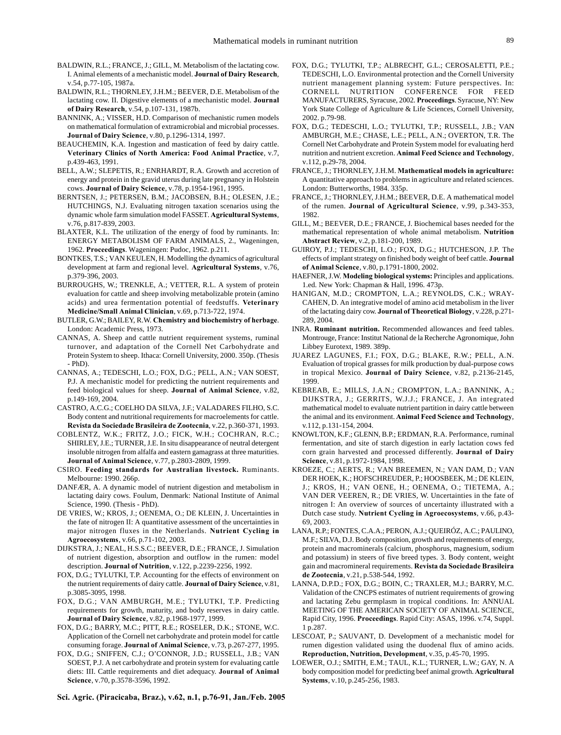BALDWIN, R.L.; FRANCE, J.; GILL, M. Metabolism of the lactating cow. I. Animal elements of a mechanistic model. **Journal of Dairy Research**, v.54, p.77-105, 1987a.

BALDWIN, R.L.; THORNLEY, J.H.M.; BEEVER, D.E. Metabolism of the lactating cow. II. Digestive elements of a mechanistic model. **Journal of Dairy Research**, v.54, p.107-131, 1987b.

BANNINK, A.; VISSER, H.D. Comparison of mechanistic rumen models on mathematical formulation of extramicrobial and microbial processes. **Journal of Dairy Science**, v.80, p.1296-1314, 1997.

BEAUCHEMIN, K.A. Ingestion and mastication of feed by dairy cattle. **Veterinary Clinics of North America: Food Animal Practice**, v.7, p.439-463, 1991.

BELL, A.W.; SLEPETIS, R.; ENRHARDT, R.A. Growth and accretion of energy and protein in the gravid uterus during late pregnancy in Holstein cows. **Journal of Dairy Science**, v.78, p.1954-1961, 1995.

BERNTSEN, J.; PETERSEN, B.M.; JACOBSEN, B.H.; OLESEN, J.E.; HUTCHINGS, N.J. Evaluating nitrogen taxation scenarios using the dynamic whole farm simulation model FASSET. **Agricultural Systems**, v.76, p.817-839, 2003.

BLAXTER, K.L. The utilization of the energy of food by ruminants. In: ENERGY METABOLISM OF FARM ANIMALS, 2., Wageningen, 1962. **Proceedings**. Wageningen: Pudoc, 1962. p.211.

BONTKES, T.S.; VAN KEULEN, H. Modelling the dynamics of agricultural development at farm and regional level. **Agricultural Systems**, v.76, p.379-396, 2003.

BURROUGHS, W.; TRENKLE, A.; VETTER, R.L. A system of protein evaluation for cattle and sheep involving metabolizable protein (amino acids) and urea fermentation potential of feedstuffs. **Veterinary Medicine/Small Animal Clinician**, v.69, p.713-722, 1974.

BUTLER, G.W.; BAILEY, R.W. **Chemistry and biochemistry of herbage**. London: Academic Press, 1973.

CANNAS, A. Sheep and cattle nutrient requirement systems, ruminal turnover, and adaptation of the Cornell Net Carbohydrate and Protein System to sheep. Ithaca: Cornell University, 2000. 350p. (Thesis - PhD).

CANNAS, A.; TEDESCHI, L.O.; FOX, D.G.; PELL, A.N.; VAN SOEST, P.J. A mechanistic model for predicting the nutrient requirements and feed biological values for sheep. **Journal of Animal Science**, v.82, p.149-169, 2004.

CASTRO, A.C.G.; COELHO DA SILVA, J.F.; VALADARES FILHO, S.C. Body content and nutritional requirements for macroelements for cattle. **Revista da Sociedade Brasileira de Zootecnia**, v.22, p.360-371, 1993.

COBLENTZ, W.K.; FRITZ, J.O.; FICK, W.H.; COCHRAN, R.C.; SHIRLEY, J.E.; TURNER, J.E. In situ disappearance of neutral detergent insoluble nitrogen from alfalfa and eastern gamagrass at three maturities. **Journal of Animal Science**, v.77, p.2803-2809, 1999.

CSIRO. **Feeding standards for Australian livestock.** Ruminants. Melbourne: 1990. 266p.

DANFÆR, A. A dynamic model of nutrient digestion and metabolism in lactating dairy cows. Foulum, Denmark: National Institute of Animal Science, 1990. (Thesis - PhD).

DE VRIES, W.; KROS, J.; OENEMA, O.; DE KLEIN, J. Uncertainties in the fate of nitrogen II: A quantitative assessment of the uncertainties in major nitrogen fluxes in the Netherlands. **Nutrient Cycling in Agroecosystems**, v.66, p.71-102, 2003.

DIJKSTRA, J.; NEAL, H.S.S.C.; BEEVER, D.E.; FRANCE, J. Simulation of nutrient digestion, absorption and outflow in the rumen: model description. **Journal of Nutrition**, v.122, p.2239-2256, 1992.

FOX, D.G.; TYLUTKI, T.P. Accounting for the effects of environment on the nutrient requirements of dairy cattle. **Journal of Dairy Science**, v.81, p.3085-3095, 1998.

FOX, D.G.; VAN AMBURGH, M.E.; TYLUTKI, T.P. Predicting requirements for growth, maturity, and body reserves in dairy cattle. **Journal of Dairy Science**, v.82, p.1968-1977, 1999.

FOX, D.G.; BARRY, M.C.; PITT, R.E.; ROSELER, D.K.; STONE, W.C. Application of the Cornell net carbohydrate and protein model for cattle consuming forage. **Journal of Animal Science**, v.73, p.267-277, 1995.

FOX, D.G.; SNIFFEN, C.J.; O'CONNOR, J.D.; RUSSELL, J.B.; VAN SOEST, P.J. A net carbohydrate and protein system for evaluating cattle diets: III. Cattle requirements and diet adequacy. **Journal of Animal Science**, v.70, p.3578-3596, 1992.

FOX, D.G.; TYLUTKI, T.P.; ALBRECHT, G.L.; CEROSALETTI, P.E.; TEDESCHI, L.O. Environmental protection and the Cornell University nutrient management planning system: Future perspectives. In: CORNELL NUTRITION CONFERENCE FOR FEED MANUFACTURERS, Syracuse, 2002. **Proceedings**. Syracuse, NY: New York State College of Agriculture & Life Sciences, Cornell University, 2002. p.79-98.

FOX, D.G.; TEDESCHI, L.O.; TYLUTKI, T.P.; RUSSELL, J.B.; VAN AMBURGH, M.E.; CHASE, L.E.; PELL, A.N.; OVERTON, T.R. The Cornell Net Carbohydrate and Protein System model for evaluating herd nutrition and nutrient excretion. **Animal Feed Science and Technology**, v.112, p.29-78, 2004.

FRANCE, J.; THORNLEY, J.H.M. **Mathematical models in agriculture:** A quantitative approach to problems in agriculture and related sciences. London: Butterworths, 1984. 335p.

FRANCE, J.; THORNLEY, J.H.M.; BEEVER, D.E. A mathematical model of the rumen. **Journal of Agricultural Science**, v.99, p.343-353, 1982.

GILL, M.; BEEVER, D.E.; FRANCE, J. Biochemical bases needed for the mathematical representation of whole animal metabolism. **Nutrition Abstract Review**, v.2, p.181-200, 1989.

GUIROY, P.J.; TEDESCHI, L.O.; FOX, D.G.; HUTCHESON, J.P. The effects of implant strategy on finished body weight of beef cattle. **Journal of Animal Science**, v.80, p.1791-1800, 2002.

HAEFNER, J.W. **Modeling biological systems:** Principles and applications. 1.ed. New York: Chapman & Hall, 1996. 473p.

HANIGAN, M.D.; CROMPTON, L.A.; REYNOLDS, C.K.; WRAY-CAHEN, D. An integrative model of amino acid metabolism in the liver of the lactating dairy cow. **Journal of Theoretical Biology**, v.228, p.271-289, 2004.

INRA. **Ruminant nutrition.** Recommended allowances and feed tables. Montrouge, France: Institut National de la Recherche Agronomique, John Libbey Eurotext, 1989. 389p.

JUAREZ LAGUNES, F.I.; FOX, D.G.; BLAKE, R.W.; PELL, A.N. Evaluation of tropical grasses for milk production by dual-purpose cows in tropical Mexico. **Journal of Dairy Science**, v.82, p.2136-2145, 1999.

KEBREAB, E.; MILLS, J.A.N.; CROMPTON, L.A.; BANNINK, A.; DIJKSTRA, J.; GERRITS, W.J.J.; FRANCE, J. An integrated mathematical model to evaluate nutrient partition in dairy cattle between the animal and its environment. **Animal Feed Science and Technology**, v.112, p.131-154, 2004.

KNOWLTON, K.F.; GLENN, B.P.; ERDMAN, R.A. Performance, ruminal fermentation, and site of starch digestion in early lactation cows fed corn grain harvested and processed differently. **Journal of Dairy Science**, v.81, p.1972-1984, 1998.

KROEZE, C.; AERTS, R.; VAN BREEMEN, N.; VAN DAM, D.; VAN DER HOEK, K.; HOFSCHREUDER, P.; HOOSBEEK, M.; DE KLEIN, J.; KROS, H.; VAN OENE, H.; OENEMA, O.; TIETEMA, A.; VAN DER VEEREN, R.; DE VRIES, W. Uncertainties in the fate of nitrogen I: An overview of sources of uncertainty illustrated with a Dutch case study. **Nutrient Cycling in Agroecosystems**, v.66, p.43-69, 2003.

LANA, R.P.; FONTES, C.A.A.; PERON, A.J.; QUEIRÓZ, A.C.; PAULINO, M.F.; SILVA, D.J. Body composition, growth and requirements of energy, protein and macrominerals (calcium, phosphorus, magnesium, sodium and potassium) in steers of five breed types. 3. Body content, weight gain and macromineral requirements. **Revista da Sociedade Brasileira de Zootecnia**, v.21, p.538-544, 1992.

LANNA, D.P.D.; FOX, D.G.; BOIN, C.; TRAXLER, M.J.; BARRY, M.C. Validation of the CNCPS estimates of nutrient requirements of growing and lactating Zebu germplasm in tropical conditions. In: ANNUAL MEETING OF THE AMERICAN SOCIETY OF ANIMAL SCIENCE, Rapid City, 1996. **Proceedings**. Rapid City: ASAS, 1996. v.74, Suppl. 1 p.287.

LESCOAT, P.; SAUVANT, D. Development of a mechanistic model for rumen digestion validated using the duodenal flux of amino acids. **Reproduction, Nutrition, Development**, v.35, p.45-70, 1995.

LOEWER, O.J.; SMITH, E.M.; TAUL, K.L.; TURNER, L.W.; GAY, N. A body composition model for predicting beef animal growth. **Agricultural Systems**, v.10, p.245-256, 1983.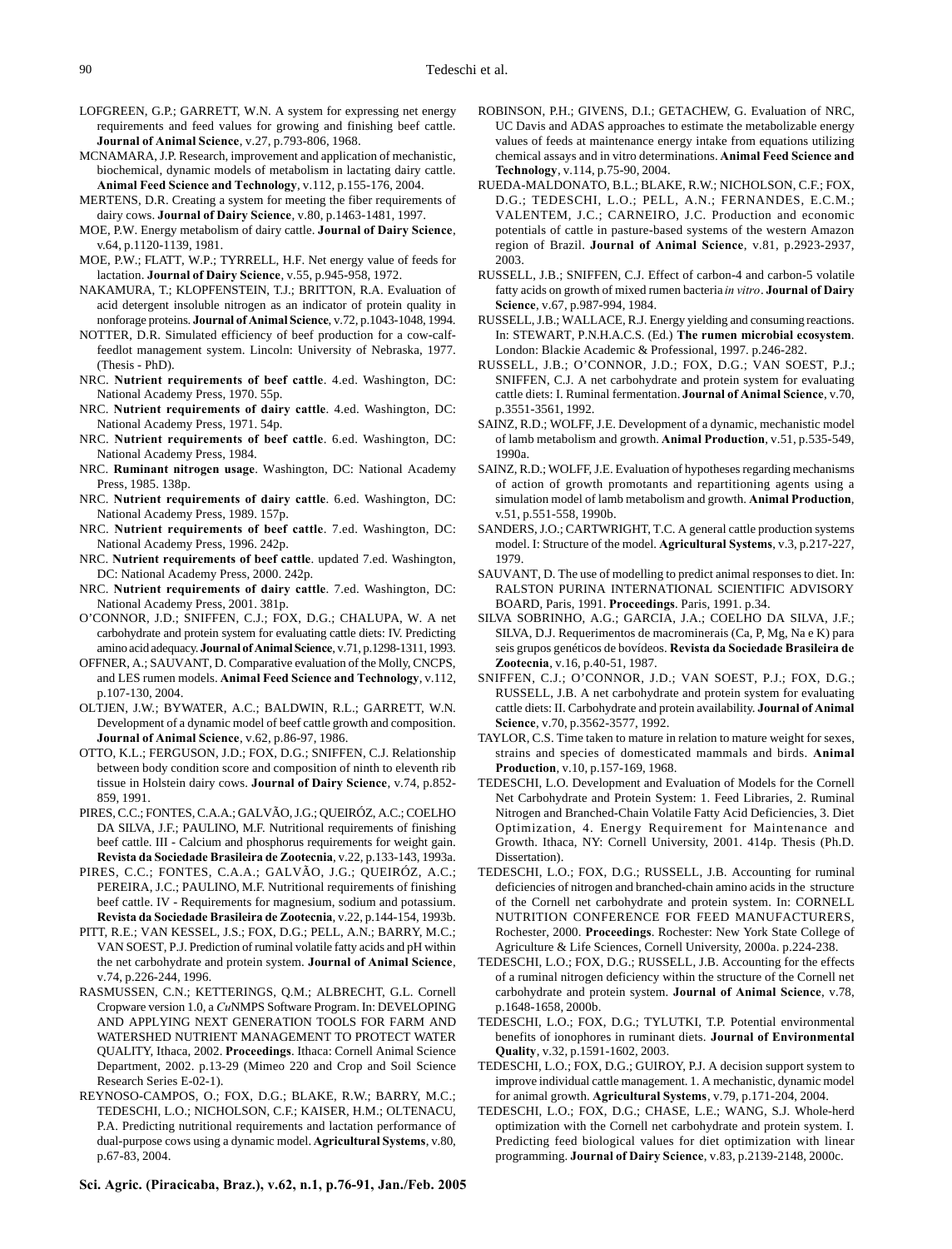LOFGREEN, G.P.; GARRETT, W.N. A system for expressing net energy requirements and feed values for growing and finishing beef cattle. **Journal of Animal Science**, v.27, p.793-806, 1968.

MCNAMARA, J.P. Research, improvement and application of mechanistic, biochemical, dynamic models of metabolism in lactating dairy cattle. **Animal Feed Science and Technology**, v.112, p.155-176, 2004.

MERTENS, D.R. Creating a system for meeting the fiber requirements of dairy cows. **Journal of Dairy Science**, v.80, p.1463-1481, 1997.

MOE, P.W. Energy metabolism of dairy cattle. **Journal of Dairy Science**, v.64, p.1120-1139, 1981.

MOE, P.W.; FLATT, W.P.; TYRRELL, H.F. Net energy value of feeds for lactation. **Journal of Dairy Science**, v.55, p.945-958, 1972.

NAKAMURA, T.; KLOPFENSTEIN, T.J.; BRITTON, R.A. Evaluation of acid detergent insoluble nitrogen as an indicator of protein quality in nonforage proteins. **Journal of Animal Science**, v.72, p.1043-1048, 1994.

NOTTER, D.R. Simulated efficiency of beef production for a cow-calf-feedlot management system. Lincoln: University of Nebraska, 1977. (Thesis - PhD).

NRC. **Nutrient requirements of beef cattle**. 4.ed. Washington, DC: National Academy Press, 1970. 55p.

NRC. **Nutrient requirements of dairy cattle**. 4.ed. Washington, DC: National Academy Press, 1971. 54p.

NRC. **Nutrient requirements of beef cattle**. 6.ed. Washington, DC: National Academy Press, 1984.

NRC. **Ruminant nitrogen usage**. Washington, DC: National Academy Press, 1985. 138p.

NRC. **Nutrient requirements of dairy cattle**. 6.ed. Washington, DC: National Academy Press, 1989. 157p.

NRC. **Nutrient requirements of beef cattle**. 7.ed. Washington, DC: National Academy Press, 1996. 242p.

NRC. **Nutrient requirements of beef cattle**. updated 7.ed. Washington, DC: National Academy Press, 2000. 242p.

NRC. **Nutrient requirements of dairy cattle**. 7.ed. Washington, DC: National Academy Press, 2001. 381p.

O'CONNOR, J.D.; SNIFFEN, C.J.; FOX, D.G.; CHALUPA, W. A net carbohydrate and protein system for evaluating cattle diets: IV. Predicting amino acid adequacy. **Journal of Animal Science**, v.71, p.1298-1311, 1993.

OFFNER, A.; SAUVANT, D. Comparative evaluation of the Molly, CNCPS, and LES rumen models. **Animal Feed Science and Technology**, v.112, p.107-130, 2004.

OLTJEN, J.W.; BYWATER, A.C.; BALDWIN, R.L.; GARRETT, W.N. Development of a dynamic model of beef cattle growth and composition. **Journal of Animal Science**, v.62, p.86-97, 1986.

OTTO, K.L.; FERGUSON, J.D.; FOX, D.G.; SNIFFEN, C.J. Relationship between body condition score and composition of ninth to eleventh rib tissue in Holstein dairy cows. **Journal of Dairy Science**, v.74, p.852-859, 1991.

PIRES, C.C.; FONTES, C.A.A.; GALVÃO, J.G.; QUEIRÓZ, A.C.; COELHO DA SILVA, J.F.; PAULINO, M.F. Nutritional requirements of finishing beef cattle. III - Calcium and phosphorus requirements for weight gain. **Revista da Sociedade Brasileira de Zootecnia**, v.22, p.133-143, 1993a.

PIRES, C.C.; FONTES, C.A.A.; GALVÃO, J.G.; QUEIRÓZ, A.C.; PEREIRA, J.C.; PAULINO, M.F. Nutritional requirements of finishing beef cattle. IV - Requirements for magnesium, sodium and potassium. **Revista da Sociedade Brasileira de Zootecnia**, v.22, p.144-154, 1993b.

PITT, R.E.; VAN KESSEL, J.S.; FOX, D.G.; PELL, A.N.; BARRY, M.C.; VAN SOEST, P.J. Prediction of ruminal volatile fatty acids and pH within the net carbohydrate and protein system. **Journal of Animal Science**, v.74, p.226-244, 1996.

RASMUSSEN, C.N.; KETTERINGS, Q.M.; ALBRECHT, G.L. Cornell Cropware version 1.0, a *Cu*NMPS Software Program. In: DEVELOPING AND APPLYING NEXT GENERATION TOOLS FOR FARM AND WATERSHED NUTRIENT MANAGEMENT TO PROTECT WATER QUALITY, Ithaca, 2002. **Proceedings**. Ithaca: Cornell Animal Science Department, 2002. p.13-29 (Mimeo 220 and Crop and Soil Science Research Series E-02-1).

REYNOSO-CAMPOS, O.; FOX, D.G.; BLAKE, R.W.; BARRY, M.C.; TEDESCHI, L.O.; NICHOLSON, C.F.; KAISER, H.M.; OLTENACU, P.A. Predicting nutritional requirements and lactation performance of dual-purpose cows using a dynamic model. **Agricultural Systems**, v.80, p.67-83, 2004.

ROBINSON, P.H.; GIVENS, D.I.; GETACHEW, G. Evaluation of NRC, UC Davis and ADAS approaches to estimate the metabolizable energy values of feeds at maintenance energy intake from equations utilizing chemical assays and in vitro determinations. **Animal Feed Science and Technology**, v.114, p.75-90, 2004.

RUEDA-MALDONATO, B.L.; BLAKE, R.W.; NICHOLSON, C.F.; FOX, D.G.; TEDESCHI, L.O.; PELL, A.N.; FERNANDES, E.C.M.; VALENTEM, J.C.; CARNEIRO, J.C. Production and economic potentials of cattle in pasture-based systems of the western Amazon region of Brazil. **Journal of Animal Science**, v.81, p.2923-2937, 2003.

RUSSELL, J.B.; SNIFFEN, C.J. Effect of carbon-4 and carbon-5 volatile fatty acids on growth of mixed rumen bacteria *in vitro*. **Journal of Dairy Science**, v.67, p.987-994, 1984.

RUSSELL, J.B.; WALLACE, R.J. Energy yielding and consuming reactions. In: STEWART, P.N.H.A.C.S. (Ed.) **The rumen microbial ecosystem**. London: Blackie Academic & Professional, 1997. p.246-282.

RUSSELL, J.B.; O'CONNOR, J.D.; FOX, D.G.; VAN SOEST, P.J.; SNIFFEN, C.J. A net carbohydrate and protein system for evaluating cattle diets: I. Ruminal fermentation. **Journal of Animal Science**, v.70, p.3551-3561, 1992.

SAINZ, R.D.; WOLFF, J.E. Development of a dynamic, mechanistic model of lamb metabolism and growth. **Animal Production**, v.51, p.535-549, 1990a.

SAINZ, R.D.; WOLFF, J.E. Evaluation of hypotheses regarding mechanisms of action of growth promotants and repartitioning agents using a simulation model of lamb metabolism and growth. **Animal Production**, v.51, p.551-558, 1990b.

SANDERS, J.O.; CARTWRIGHT, T.C. A general cattle production systems model. I: Structure of the model. **Agricultural Systems**, v.3, p.217-227, 1979.

SAUVANT, D. The use of modelling to predict animal responses to diet. In: RALSTON PURINA INTERNATIONAL SCIENTIFIC ADVISORY BOARD, Paris, 1991. **Proceedings**. Paris, 1991. p.34.

SILVA SOBRINHO, A.G.; GARCIA, J.A.; COELHO DA SILVA, J.F.; SILVA, D.J. Requerimentos de macrominerais (Ca, P, Mg, Na e K) para seis grupos genéticos de bovídeos. **Revista da Sociedade Brasileira de Zootecnia**, v.16, p.40-51, 1987.

SNIFFEN, C.J.; O'CONNOR, J.D.; VAN SOEST, P.J.; FOX, D.G.; RUSSELL, J.B. A net carbohydrate and protein system for evaluating cattle diets: II. Carbohydrate and protein availability. **Journal of Animal Science**, v.70, p.3562-3577, 1992.

TAYLOR, C.S. Time taken to mature in relation to mature weight for sexes, strains and species of domesticated mammals and birds. **Animal Production**, v.10, p.157-169, 1968.

TEDESCHI, L.O. Development and Evaluation of Models for the Cornell Net Carbohydrate and Protein System: 1. Feed Libraries, 2. Ruminal Nitrogen and Branched-Chain Volatile Fatty Acid Deficiencies, 3. Diet Optimization, 4. Energy Requirement for Maintenance and Growth. Ithaca, NY: Cornell University, 2001. 414p. Thesis (Ph.D. Dissertation).

TEDESCHI, L.O.; FOX, D.G.; RUSSELL, J.B. Accounting for ruminal deficiencies of nitrogen and branched-chain amino acids in the structure of the Cornell net carbohydrate and protein system. In: CORNELL NUTRITION CONFERENCE FOR FEED MANUFACTURERS, Rochester, 2000. **Proceedings**. Rochester: New York State College of Agriculture & Life Sciences, Cornell University, 2000a. p.224-238.

TEDESCHI, L.O.; FOX, D.G.; RUSSELL, J.B. Accounting for the effects of a ruminal nitrogen deficiency within the structure of the Cornell net carbohydrate and protein system. **Journal of Animal Science**, v.78, p.1648-1658, 2000b.

TEDESCHI, L.O.; FOX, D.G.; TYLUTKI, T.P. Potential environmental benefits of ionophores in ruminant diets. **Journal of Environmental Quality**, v.32, p.1591-1602, 2003.

TEDESCHI, L.O.; FOX, D.G.; GUIROY, P.J. A decision support system to improve individual cattle management. 1. A mechanistic, dynamic model for animal growth. **Agricultural Systems**, v.79, p.171-204, 2004.

TEDESCHI, L.O.; FOX, D.G.; CHASE, L.E.; WANG, S.J. Whole-herd optimization with the Cornell net carbohydrate and protein system. I. Predicting feed biological values for diet optimization with linear programming. **Journal of Dairy Science**, v.83, p.2139-2148, 2000c.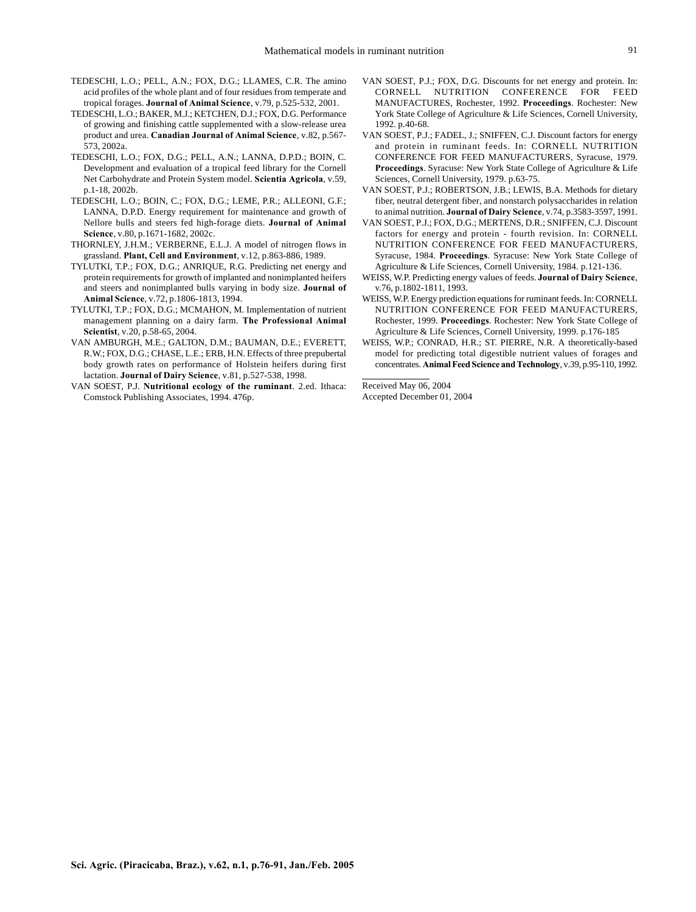TEDESCHI, L.O.; PELL, A.N.; FOX, D.G.; LLAMES, C.R. The amino acid profiles of the whole plant and of four residues from temperate and tropical forages. **Journal of Animal Science**, v.79, p.525-532, 2001.

TEDESCHI, L.O.; BAKER, M.J.; KETCHEN, D.J.; FOX, D.G. Performance of growing and finishing cattle supplemented with a slow-release urea product and urea. **Canadian Journal of Animal Science**, v.82, p.567-573, 2002a.

TEDESCHI, L.O.; FOX, D.G.; PELL, A.N.; LANNA, D.P.D.; BOIN, C. Development and evaluation of a tropical feed library for the Cornell Net Carbohydrate and Protein System model. **Scientia Agricola**, v.59, p.1-18, 2002b.

TEDESCHI, L.O.; BOIN, C.; FOX, D.G.; LEME, P.R.; ALLEONI, G.F.; LANNA, D.P.D. Energy requirement for maintenance and growth of Nellore bulls and steers fed high-forage diets. **Journal of Animal Science**, v.80, p.1671-1682, 2002c.

THORNLEY, J.H.M.; VERBERNE, E.L.J. A model of nitrogen flows in grassland. **Plant, Cell and Environment**, v.12, p.863-886, 1989.

TYLUTKI, T.P.; FOX, D.G.; ANRIQUE, R.G. Predicting net energy and protein requirements for growth of implanted and nonimplanted heifers and steers and nonimplanted bulls varying in body size. **Journal of Animal Science**, v.72, p.1806-1813, 1994.

TYLUTKI, T.P.; FOX, D.G.; MCMAHON, M. Implementation of nutrient management planning on a dairy farm. **The Professional Animal Scientist**, v.20, p.58-65, 2004.

VAN AMBURGH, M.E.; GALTON, D.M.; BAUMAN, D.E.; EVERETT, R.W.; FOX, D.G.; CHASE, L.E.; ERB, H.N. Effects of three prepubertal body growth rates on performance of Holstein heifers during first lactation. **Journal of Dairy Science**, v.81, p.527-538, 1998.

VAN SOEST, P.J. **Nutritional ecology of the ruminant**. 2.ed. Ithaca: Comstock Publishing Associates, 1994. 476p.

VAN SOEST, P.J.; FOX, D.G. Discounts for net energy and protein. In: CORNELL NUTRITION CONFERENCE FOR FEED MANUFACTURES, Rochester, 1992. **Proceedings**. Rochester: New York State College of Agriculture & Life Sciences, Cornell University, 1992. p.40-68.

VAN SOEST, P.J.; FADEL, J.; SNIFFEN, C.J. Discount factors for energy and protein in ruminant feeds. In: CORNELL NUTRITION CONFERENCE FOR FEED MANUFACTURERS, Syracuse, 1979. **Proceedings**. Syracuse: New York State College of Agriculture & Life Sciences, Cornell University, 1979. p.63-75.

VAN SOEST, P.J.; ROBERTSON, J.B.; LEWIS, B.A. Methods for dietary fiber, neutral detergent fiber, and nonstarch polysaccharides in relation to animal nutrition. **Journal of Dairy Science**, v.74, p.3583-3597, 1991.

VAN SOEST, P.J.; FOX, D.G.; MERTENS, D.R.; SNIFFEN, C.J. Discount factors for energy and protein - fourth revision. In: CORNELL NUTRITION CONFERENCE FOR FEED MANUFACTURERS, Syracuse, 1984. **Proceedings**. Syracuse: New York State College of Agriculture & Life Sciences, Cornell University, 1984. p.121-136.

WEISS, W.P. Predicting energy values of feeds. **Journal of Dairy Science**, v.76, p.1802-1811, 1993.

WEISS, W.P. Energy prediction equations for ruminant feeds. In: CORNELL NUTRITION CONFERENCE FOR FEED MANUFACTURERS, Rochester, 1999. **Proceedings**. Rochester: New York State College of Agriculture & Life Sciences, Cornell University, 1999. p.176-185

WEISS, W.P.; CONRAD, H.R.; ST. PIERRE, N.R. A theoretically-based model for predicting total digestible nutrient values of forages and concentrates. **Animal Feed Science and Technology**, v.39, p.95-110, 1992.

Received May 06, 2004
Accepted December 01, 2004